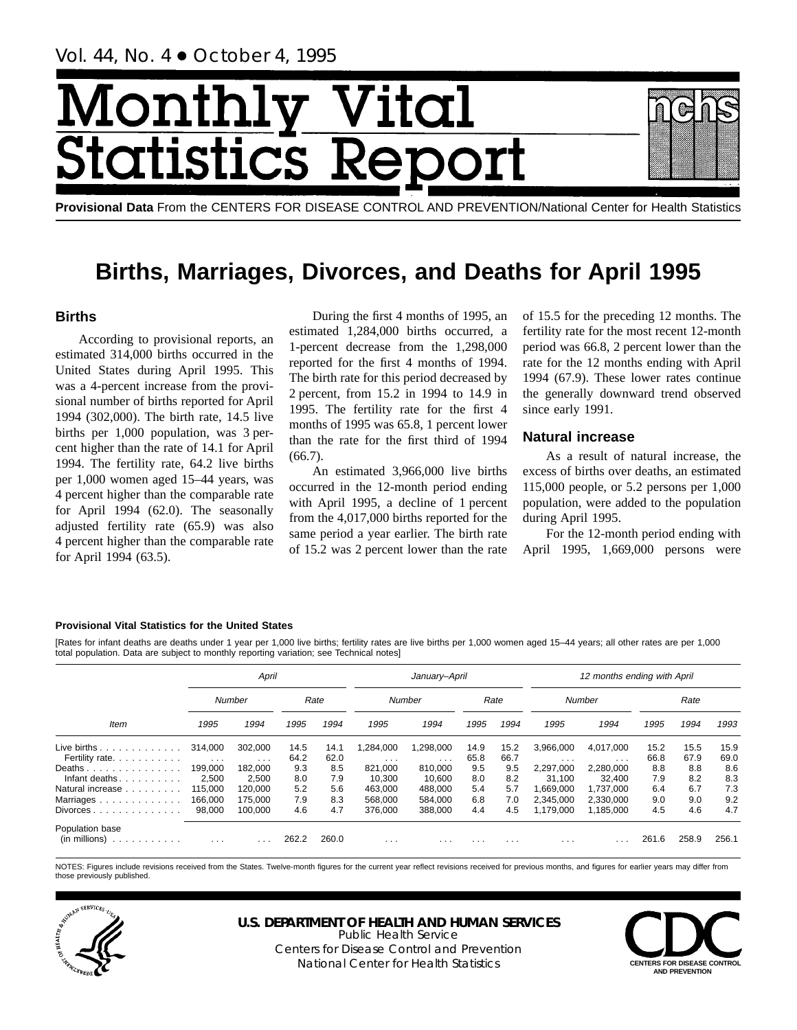Vol. 44, No. 4 • October 4, 1995

# Monthly Vital Statistics Report

**Provisional Data** From the CENTERS FOR DISEASE CONTROL AND PREVENTION/National Center for Health Statistics

# Births, Marriages, Divorces, and Deaths for April 1995

## Births

According to provisional reports, an estimated 314,000 births occurred in the United States during April 1995. This was a 4-percent increase from the provisional number of births reported for April 1994 (302,000). The birth rate, 14.5 live births per 1,000 population, was 3 percent higher than the rate of 14.1 for April 1994. The fertility rate, 64.2 live births per 1,000 women aged 15–44 years, was 4 percent higher than the comparable rate for April 1994 (62.0). The seasonally adjusted fertility rate (65.9) was also 4 percent higher than the comparable rate for April 1994 (63.5).

During the first 4 months of 1995, an estimated 1,284,000 births occurred, a 1-percent decrease from the 1,298,000 reported for the first 4 months of 1994. The birth rate for this period decreased by 2 percent, from 15.2 in 1994 to 14.9 in 1995. The fertility rate for the first 4 months of 1995 was 65.8, 1 percent lower than the rate for the first third of 1994 (66.7).

An estimated 3,966,000 live births occurred in the 12-month period ending with April 1995, a decline of 1 percent from the 4,017,000 births reported for the same period a year earlier. The birth rate of 15.2 was 2 percent lower than the rate of 15.5 for the preceding 12 months. The fertility rate for the most recent 12-month period was 66.8, 2 percent lower than the rate for the 12 months ending with April 1994 (67.9). These lower rates continue the generally downward trend observed since early 1991.

## Natural increase

As a result of natural increase, the excess of births over deaths, an estimated 115,000 people, or 5.2 persons per 1,000 population, were added to the population during April 1995.

For the 12-month period ending with April 1995, 1,669,000 persons were

**Provisional Vital Statistics for the United States**

[Rates for infant deaths are deaths under 1 year per 1,000 live births; fertility rates are live births per 1,000 women aged 15–44 years; all other rates are per 1,000 total population. Data are subject to monthly reporting variation; see Technical notes]

| Item | April | | | | January–April | | | | 12 months ending with April | | | | |
|---|---|---|---|---|---|---|---|---|---|---|---|---|---|
| | Number | | Rate | | Number | | Rate | | Number | | Rate | | |
| | 1995 | 1994 | 1995 | 1994 | 1995 | 1994 | 1995 | 1994 | 1995 | 1994 | 1995 | 1994 | 1993 |
| Live births | 314,000 | 302,000 | 14.5 | 14.1 | 1,284,000 | 1,298,000 | 14.9 | 15.2 | 3,966,000 | 4,017,000 | 15.2 | 15.5 | 15.9 |
| Fertility rate | . . . | . . . | 64.2 | 62.0 | . . . | . . . | 65.8 | 66.7 | . . . | . . . | 66.8 | 67.9 | 69.0 |
| Deaths | 199,000 | 182,000 | 9.3 | 8.5 | 821,000 | 810,000 | 9.5 | 9.5 | 2,297,000 | 2,280,000 | 8.8 | 8.8 | 8.6 |
| Infant deaths | 2,500 | 2,500 | 8.0 | 7.9 | 10,300 | 10,600 | 8.0 | 8.2 | 31,100 | 32,400 | 7.9 | 8.2 | 8.3 |
| Natural increase | 115,000 | 120,000 | 5.2 | 5.6 | 463,000 | 488,000 | 5.4 | 5.7 | 1,669,000 | 1,737,000 | 6.4 | 6.7 | 7.3 |
| Marriages | 166,000 | 175,000 | 7.9 | 8.3 | 568,000 | 584,000 | 6.8 | 7.0 | 2,345,000 | 2,330,000 | 9.0 | 9.0 | 9.2 |
| Divorces | 98,000 | 100,000 | 4.6 | 4.7 | 376,000 | 388,000 | 4.4 | 4.5 | 1,179,000 | 1,185,000 | 4.5 | 4.6 | 4.7 |
| Population base (in millions) | . . . | . . . | 262.2 | 260.0 | . . . | . . . | . . . | . . . | . . . | . . . | 261.6 | 258.9 | 256.1 |

NOTES: Figures include revisions received from the States. Twelve-month figures for the current year reflect revisions received for previous months, and figures for earlier years may differ from those previously published.

**U.S. DEPARTMENT OF HEALTH AND HUMAN SERVICES**
Public Health Service
Centers for Disease Control and Prevention
National Center for Health Statistics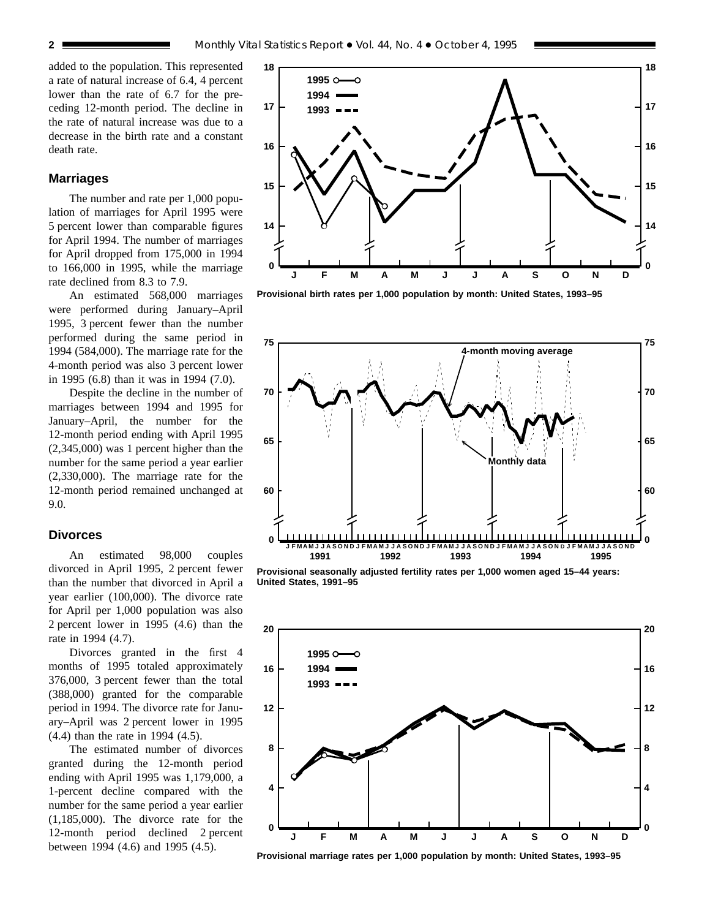added to the population. This represented a rate of natural increase of 6.4, 4 percent lower than the rate of 6.7 for the preceding 12-month period. The decline in the rate of natural increase was due to a decrease in the birth rate and a constant death rate.

## Marriages

The number and rate per 1,000 population of marriages for April 1995 were 5 percent lower than comparable figures for April 1994. The number of marriages for April dropped from 175,000 in 1994 to 166,000 in 1995, while the marriage rate declined from 8.3 to 7.9.

An estimated 568,000 marriages were performed during January–April 1995, 3 percent fewer than the number performed during the same period in 1994 (584,000). The marriage rate for the 4-month period was also 3 percent lower in 1995 (6.8) than it was in 1994 (7.0).

Despite the decline in the number of marriages between 1994 and 1995 for January–April, the number for the 12-month period ending with April 1995 (2,345,000) was 1 percent higher than the number for the same period a year earlier (2,330,000). The marriage rate for the 12-month period remained unchanged at 9.0.

## Divorces

An estimated 98,000 couples divorced in April 1995, 2 percent fewer than the number that divorced in April a year earlier (100,000). The divorce rate for April per 1,000 population was also 2 percent lower in 1995 (4.6) than the rate in 1994 (4.7).

Divorces granted in the first 4 months of 1995 totaled approximately 376,000, 3 percent fewer than the total (388,000) granted for the comparable period in 1994. The divorce rate for January–April was 2 percent lower in 1995 (4.4) than the rate in 1994 (4.5).

The estimated number of divorces granted during the 12-month period ending with April 1995 was 1,179,000, a 1-percent decline compared with the number for the same period a year earlier (1,185,000). The divorce rate for the 12-month period declined 2 percent between 1994 (4.6) and 1995 (4.5).

**Provisional birth rates per 1,000 population by month: United States, 1993–95**

**Provisional seasonally adjusted fertility rates per 1,000 women aged 15–44 years: United States, 1991–95**

**Provisional marriage rates per 1,000 population by month: United States, 1993–95**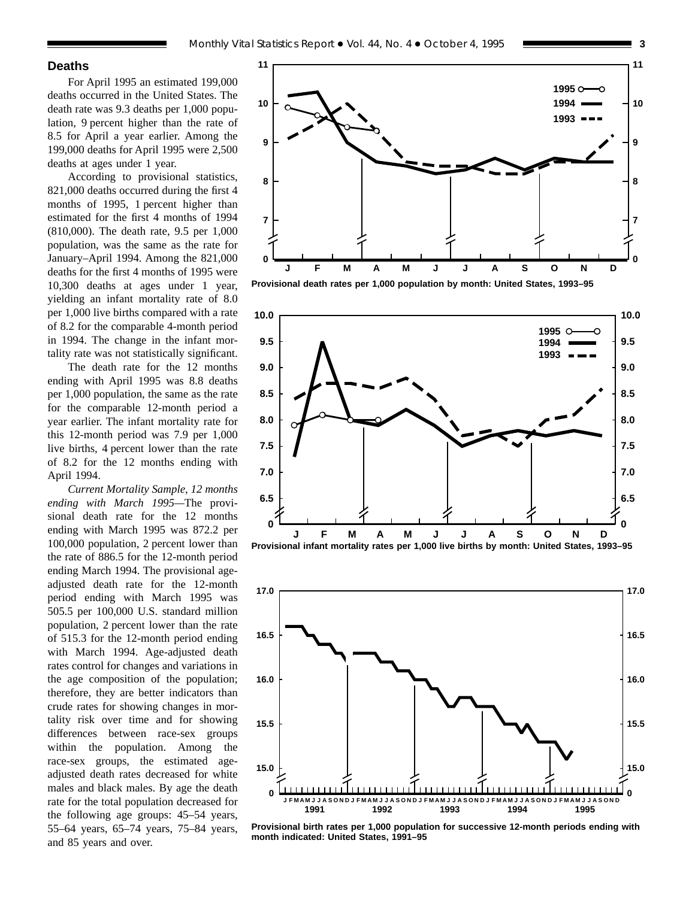## Deaths

For April 1995 an estimated 199,000 deaths occurred in the United States. The death rate was 9.3 deaths per 1,000 population, 9 percent higher than the rate of 8.5 for April a year earlier. Among the 199,000 deaths for April 1995 were 2,500 deaths at ages under 1 year.

According to provisional statistics, 821,000 deaths occurred during the first 4 months of 1995, 1 percent higher than estimated for the first 4 months of 1994 (810,000). The death rate, 9.5 per 1,000 population, was the same as the rate for January–April 1994. Among the 821,000 deaths for the first 4 months of 1995 were 10,300 deaths at ages under 1 year, yielding an infant mortality rate of 8.0 per 1,000 live births compared with a rate of 8.2 for the comparable 4-month period in 1994. The change in the infant mortality rate was not statistically significant.

The death rate for the 12 months ending with April 1995 was 8.8 deaths per 1,000 population, the same as the rate for the comparable 12-month period a year earlier. The infant mortality rate for this 12-month period was 7.9 per 1,000 live births, 4 percent lower than the rate of 8.2 for the 12 months ending with April 1994.

*Current Mortality Sample, 12 months ending with March 1995*—The provisional death rate for the 12 months ending with March 1995 was 872.2 per 100,000 population, 2 percent lower than the rate of 886.5 for the 12-month period ending March 1994. The provisional age-adjusted death rate for the 12-month period ending with March 1995 was 505.5 per 100,000 U.S. standard million population, 2 percent lower than the rate of 515.3 for the 12-month period ending with March 1994. Age-adjusted death rates control for changes and variations in the age composition of the population; therefore, they are better indicators than crude rates for showing changes in mortality risk over time and for showing differences between race-sex groups within the population. Among the race-sex groups, the estimated age-adjusted death rates decreased for white males and black males. By age the death rate for the total population decreased for the following age groups: 45–54 years, 55–64 years, 65–74 years, 75–84 years, and 85 years and over.

**Provisional death rates per 1,000 population by month: United States, 1993–95**

**Provisional infant mortality rates per 1,000 live births by month: United States, 1993–95**

**Provisional birth rates per 1,000 population for successive 12-month periods ending with month indicated: United States, 1991–95**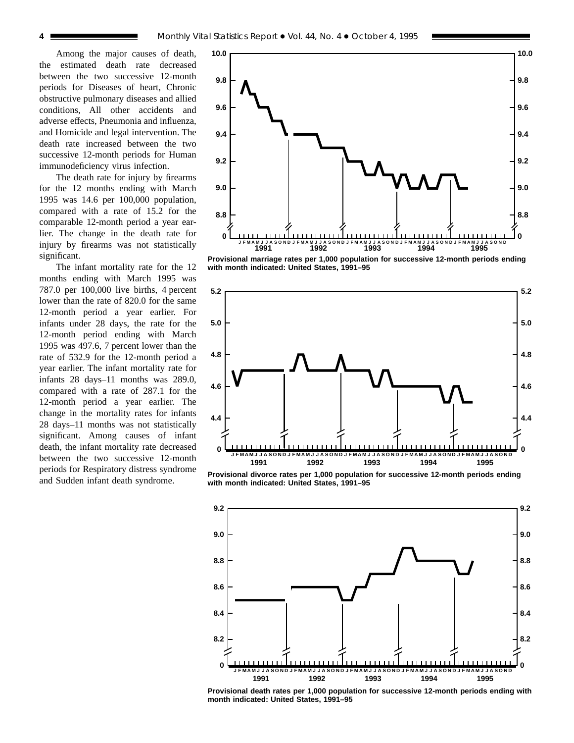Among the major causes of death, the estimated death rate decreased between the two successive 12-month periods for Diseases of heart, Chronic obstructive pulmonary diseases and allied conditions, All other accidents and adverse effects, Pneumonia and influenza, and Homicide and legal intervention. The death rate increased between the two successive 12-month periods for Human immunodeficiency virus infection.

The death rate for injury by firearms for the 12 months ending with March 1995 was 14.6 per 100,000 population, compared with a rate of 15.2 for the comparable 12-month period a year earlier. The change in the death rate for injury by firearms was not statistically significant.

The infant mortality rate for the 12 months ending with March 1995 was 787.0 per 100,000 live births, 4 percent lower than the rate of 820.0 for the same 12-month period a year earlier. For infants under 28 days, the rate for the 12-month period ending with March 1995 was 497.6, 7 percent lower than the rate of 532.9 for the 12-month period a year earlier. The infant mortality rate for infants 28 days–11 months was 289.0, compared with a rate of 287.1 for the 12-month period a year earlier. The change in the mortality rates for infants 28 days–11 months was not statistically significant. Among causes of infant death, the infant mortality rate decreased between the two successive 12-month periods for Respiratory distress syndrome and Sudden infant death syndrome.

**Provisional marriage rates per 1,000 population for successive 12-month periods ending with month indicated: United States, 1991–95**

**Provisional divorce rates per 1,000 population for successive 12-month periods ending with month indicated: United States, 1991–95**

**Provisional death rates per 1,000 population for successive 12-month periods ending with month indicated: United States, 1991–95**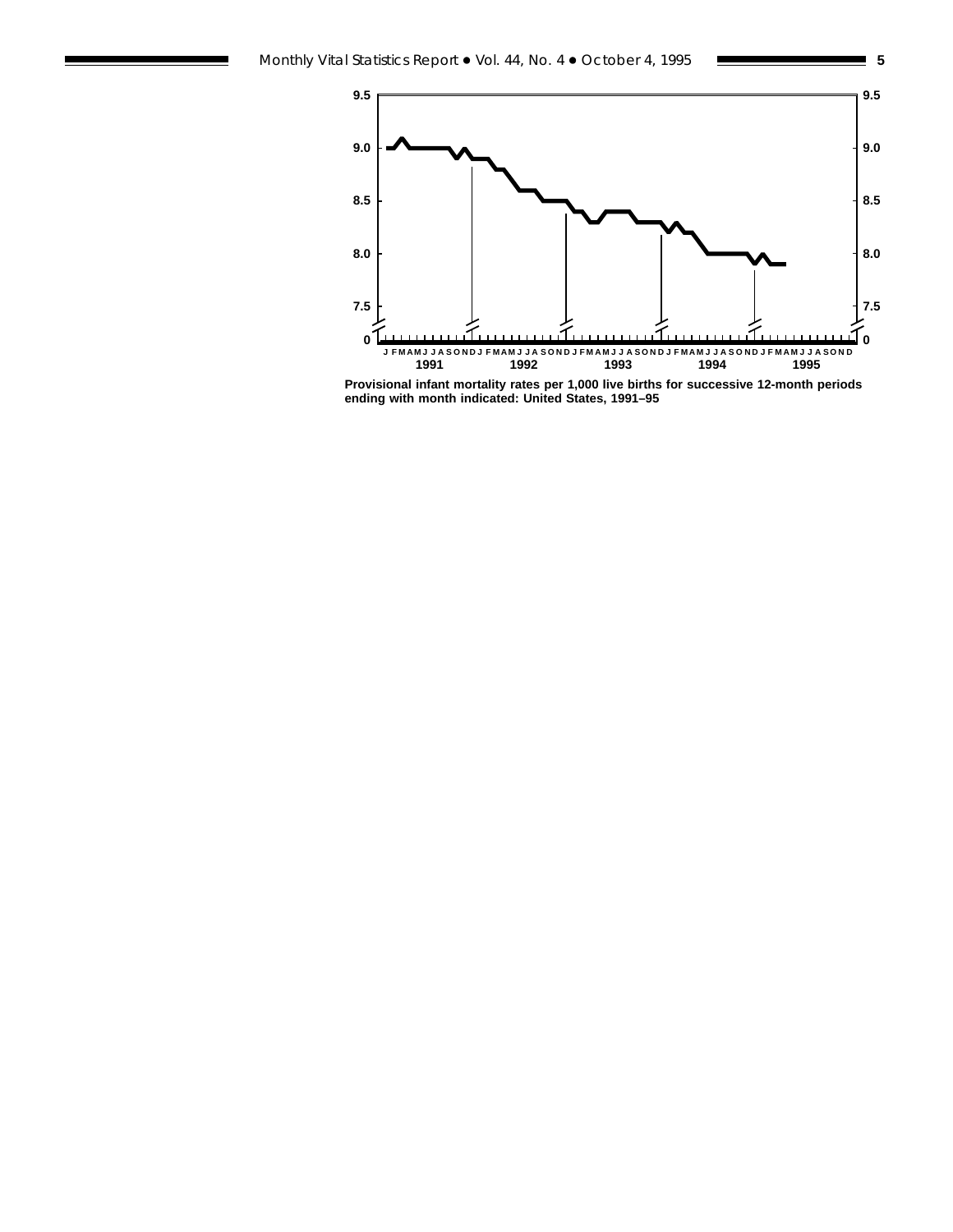Provisional infant mortality rates per 1,000 live births for successive 12-month periods ending with month indicated: United States, 1991–95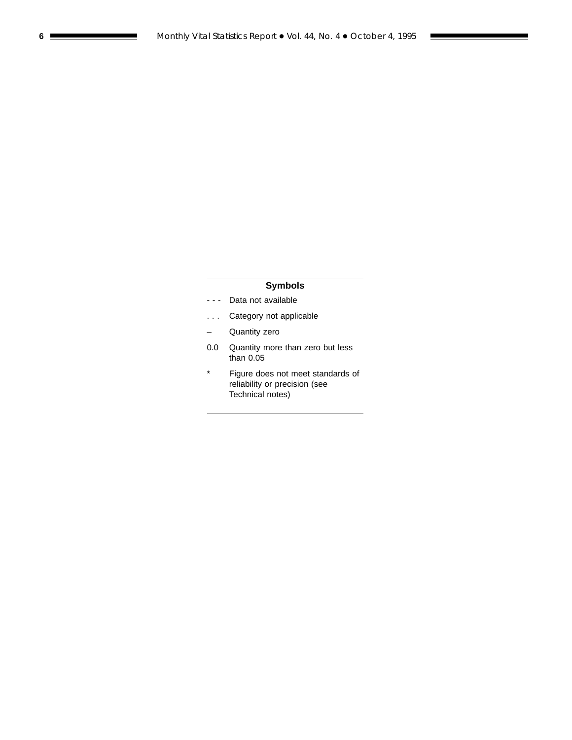## Symbols

| | |
|---|---|
| - - - | Data not available |
| . . . | Category not applicable |
| – | Quantity zero |
| 0.0 | Quantity more than zero but less than 0.05 |
| * | Figure does not meet standards of reliability or precision (see Technical notes) |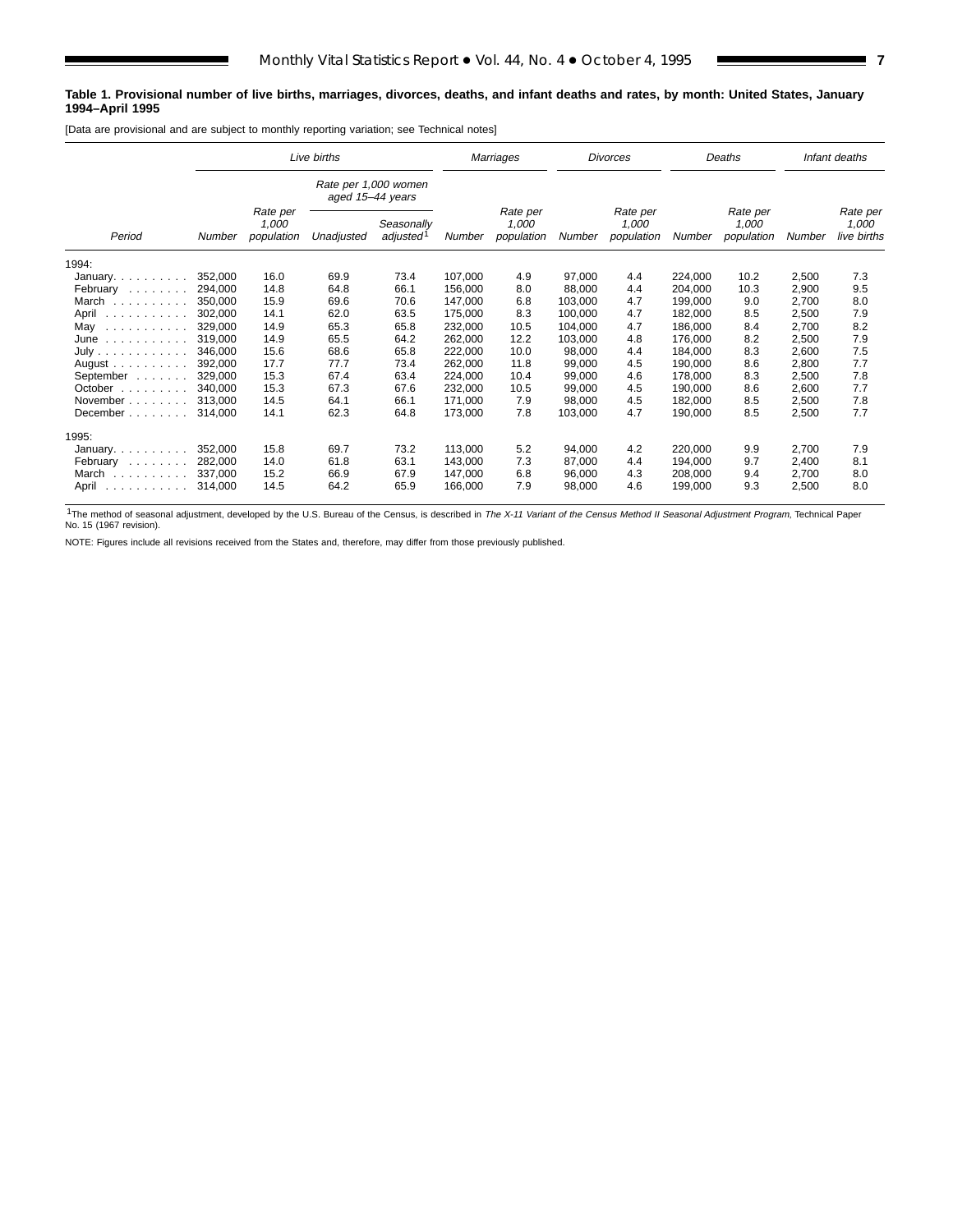**Table 1. Provisional number of live births, marriages, divorces, deaths, and infant deaths and rates, by month: United States, January 1994–April 1995**

[Data are provisional and are subject to monthly reporting variation; see Technical notes]

| Period | Live births | | | | Marriages | | Divorces | | Deaths | | Infant deaths | |
|---|---|---|---|---|---|---|---|---|---|---|---|---|
| | | | Rate per 1,000 women aged 15–44 years | | | | | | | | | |
| | Number | Rate per 1,000 population | Unadjusted | Seasonally adjusted[1] | Number | Rate per 1,000 population | Number | Rate per 1,000 population | Number | Rate per 1,000 population | Number | Rate per 1,000 live births |
| 1994: | | | | | | | | | | | | |
| January | 352,000 | 16.0 | 69.9 | 73.4 | 107,000 | 4.9 | 97,000 | 4.4 | 224,000 | 10.2 | 2,500 | 7.3 |
| February | 294,000 | 14.8 | 64.8 | 66.1 | 156,000 | 8.0 | 88,000 | 4.4 | 204,000 | 10.3 | 2,900 | 9.5 |
| March | 350,000 | 15.9 | 69.6 | 70.6 | 147,000 | 6.8 | 103,000 | 4.7 | 199,000 | 9.0 | 2,700 | 8.0 |
| April | 302,000 | 14.1 | 62.0 | 63.5 | 175,000 | 8.3 | 100,000 | 4.7 | 182,000 | 8.5 | 2,500 | 7.9 |
| May | 329,000 | 14.9 | 65.3 | 65.8 | 232,000 | 10.5 | 104,000 | 4.7 | 186,000 | 8.4 | 2,700 | 8.2 |
| June | 319,000 | 14.9 | 65.5 | 64.2 | 262,000 | 12.2 | 103,000 | 4.8 | 176,000 | 8.2 | 2,500 | 7.9 |
| July | 346,000 | 15.6 | 68.6 | 65.8 | 222,000 | 10.0 | 98,000 | 4.4 | 184,000 | 8.3 | 2,600 | 7.5 |
| August | 392,000 | 17.7 | 77.7 | 73.4 | 262,000 | 11.8 | 99,000 | 4.5 | 190,000 | 8.6 | 2,800 | 7.7 |
| September | 329,000 | 15.3 | 67.4 | 63.4 | 224,000 | 10.4 | 99,000 | 4.6 | 178,000 | 8.3 | 2,500 | 7.8 |
| October | 340,000 | 15.3 | 67.3 | 67.6 | 232,000 | 10.5 | 99,000 | 4.5 | 190,000 | 8.6 | 2,600 | 7.7 |
| November | 313,000 | 14.5 | 64.1 | 66.1 | 171,000 | 7.9 | 98,000 | 4.5 | 182,000 | 8.5 | 2,500 | 7.8 |
| December | 314,000 | 14.1 | 62.3 | 64.8 | 173,000 | 7.8 | 103,000 | 4.7 | 190,000 | 8.5 | 2,500 | 7.7 |
| 1995: | | | | | | | | | | | | |
| January | 352,000 | 15.8 | 69.7 | 73.2 | 113,000 | 5.2 | 94,000 | 4.2 | 220,000 | 9.9 | 2,700 | 7.9 |
| February | 282,000 | 14.0 | 61.8 | 63.1 | 143,000 | 7.3 | 87,000 | 4.4 | 194,000 | 9.7 | 2,400 | 8.1 |
| March | 337,000 | 15.2 | 66.9 | 67.9 | 147,000 | 6.8 | 96,000 | 4.3 | 208,000 | 9.4 | 2,700 | 8.0 |
| April | 314,000 | 14.5 | 64.2 | 65.9 | 166,000 | 7.9 | 98,000 | 4.6 | 199,000 | 9.3 | 2,500 | 8.0 |

[1]The method of seasonal adjustment, developed by the U.S. Bureau of the Census, is described in *The X-11 Variant of the Census Method II Seasonal Adjustment Program*, Technical Paper No. 15 (1967 revision).

NOTE: Figures include all revisions received from the States and, therefore, may differ from those previously published.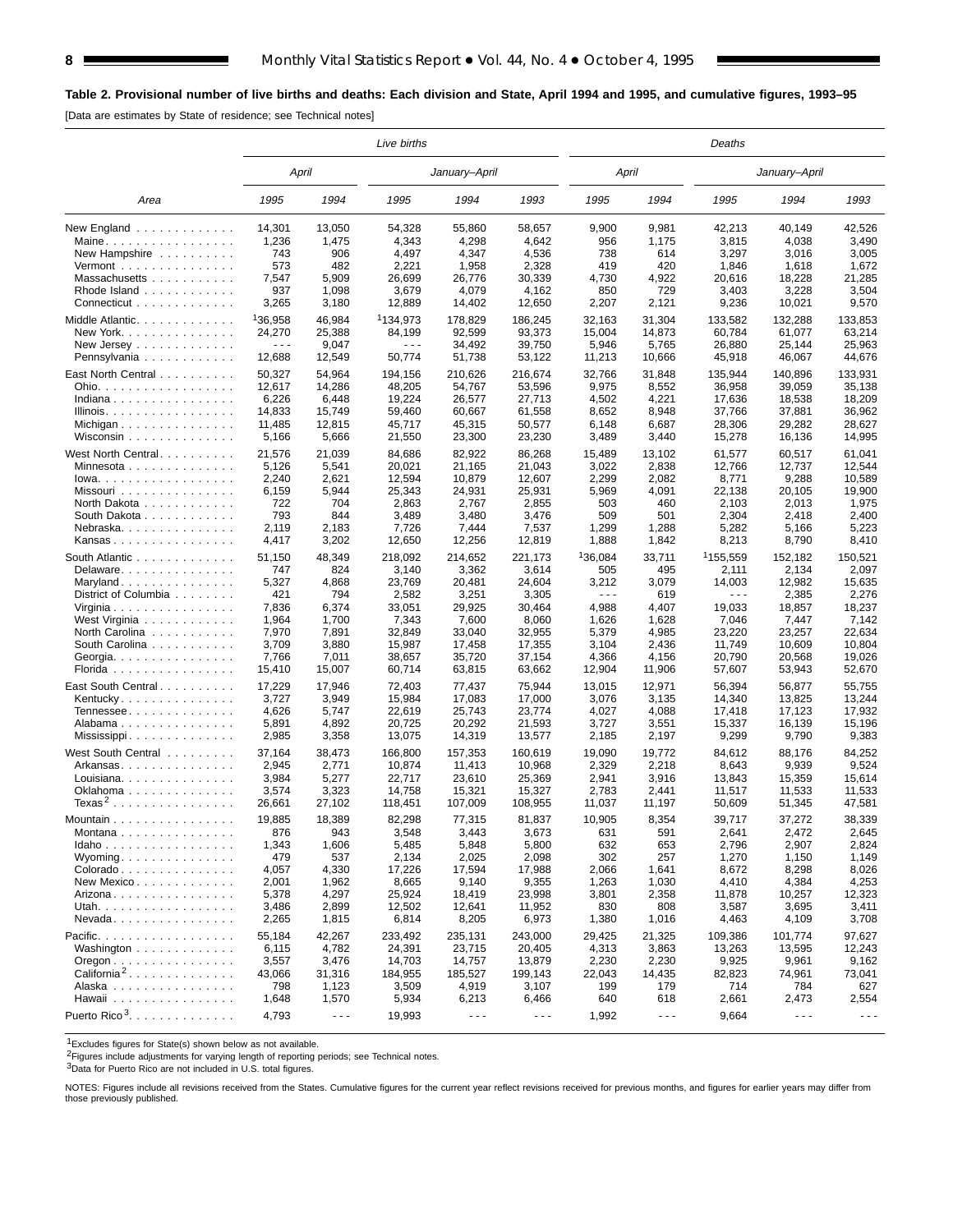**Table 2. Provisional number of live births and deaths: Each division and State, April 1994 and 1995, and cumulative figures, 1993–95**

[Data are estimates by State of residence; see Technical notes]

| Area | Live births | | | | | Deaths | | | | |
|---|---|---|---|---|---|---|---|---|---|---|
| | April | | January–April | | | April | | January–April | | |
| | 1995 | 1994 | 1995 | 1994 | 1993 | 1995 | 1994 | 1995 | 1994 | 1993 |
| New England | 14,301 | 13,050 | 54,328 | 55,860 | 58,657 | 9,900 | 9,981 | 42,213 | 40,149 | 42,526 |
| Maine | 1,236 | 1,475 | 4,343 | 4,298 | 4,642 | 956 | 1,175 | 3,815 | 4,038 | 3,490 |
| New Hampshire | 743 | 906 | 4,497 | 4,347 | 4,536 | 738 | 614 | 3,297 | 3,016 | 3,005 |
| Vermont | 573 | 482 | 2,221 | 1,958 | 2,328 | 419 | 420 | 1,846 | 1,618 | 1,672 |
| Massachusetts | 7,547 | 5,909 | 26,699 | 26,776 | 30,339 | 4,730 | 4,922 | 20,616 | 18,228 | 21,285 |
| Rhode Island | 937 | 1,098 | 3,679 | 4,079 | 4,162 | 850 | 729 | 3,403 | 3,228 | 3,504 |
| Connecticut | 3,265 | 3,180 | 12,889 | 14,402 | 12,650 | 2,207 | 2,121 | 9,236 | 10,021 | 9,570 |
| Middle Atlantic | [1]36,958 | 46,984 | [1]134,973 | 178,829 | 186,245 | 32,163 | 31,304 | 133,582 | 132,288 | 133,853 |
| New York | 24,270 | 25,388 | 84,199 | 92,599 | 93,373 | 15,004 | 14,873 | 60,784 | 61,077 | 63,214 |
| New Jersey | - - - | 9,047 | - - - | 34,492 | 39,750 | 5,946 | 5,765 | 26,880 | 25,144 | 25,963 |
| Pennsylvania | 12,688 | 12,549 | 50,774 | 51,738 | 53,122 | 11,213 | 10,666 | 45,918 | 46,067 | 44,676 |
| East North Central | 50,327 | 54,964 | 194,156 | 210,626 | 216,674 | 32,766 | 31,848 | 135,944 | 140,896 | 133,931 |
| Ohio | 12,617 | 14,286 | 48,205 | 54,767 | 53,596 | 9,975 | 8,552 | 36,958 | 39,059 | 35,138 |
| Indiana | 6,226 | 6,448 | 19,224 | 26,577 | 27,713 | 4,502 | 4,221 | 17,636 | 18,538 | 18,209 |
| Illinois | 14,833 | 15,749 | 59,460 | 60,667 | 61,558 | 8,652 | 8,948 | 37,766 | 37,881 | 36,962 |
| Michigan | 11,485 | 12,815 | 45,717 | 45,315 | 50,577 | 6,148 | 6,687 | 28,306 | 29,282 | 28,627 |
| Wisconsin | 5,166 | 5,666 | 21,550 | 23,300 | 23,230 | 3,489 | 3,440 | 15,278 | 16,136 | 14,995 |
| West North Central | 21,576 | 21,039 | 84,686 | 82,922 | 86,268 | 15,489 | 13,102 | 61,577 | 60,517 | 61,041 |
| Minnesota | 5,126 | 5,541 | 20,021 | 21,165 | 21,043 | 3,022 | 2,838 | 12,766 | 12,737 | 12,544 |
| Iowa | 2,240 | 2,621 | 12,594 | 10,879 | 12,607 | 2,299 | 2,082 | 8,771 | 9,288 | 10,589 |
| Missouri | 6,159 | 5,944 | 25,343 | 24,931 | 25,931 | 5,969 | 4,091 | 22,138 | 20,105 | 19,900 |
| North Dakota | 722 | 704 | 2,863 | 2,767 | 2,855 | 503 | 460 | 2,103 | 2,013 | 1,975 |
| South Dakota | 793 | 844 | 3,489 | 3,480 | 3,476 | 509 | 501 | 2,304 | 2,418 | 2,400 |
| Nebraska | 2,119 | 2,183 | 7,726 | 7,444 | 7,537 | 1,299 | 1,288 | 5,282 | 5,166 | 5,223 |
| Kansas | 4,417 | 3,202 | 12,650 | 12,256 | 12,819 | 1,888 | 1,842 | 8,213 | 8,790 | 8,410 |
| South Atlantic | 51,150 | 48,349 | 218,092 | 214,652 | 221,173 | [1]36,084 | 33,711 | [1]155,559 | 152,182 | 150,521 |
| Delaware | 747 | 824 | 3,140 | 3,362 | 3,614 | 505 | 495 | 2,111 | 2,134 | 2,097 |
| Maryland | 5,327 | 4,868 | 23,769 | 20,481 | 24,604 | 3,212 | 3,079 | 14,003 | 12,982 | 15,635 |
| District of Columbia | 421 | 794 | 2,582 | 3,251 | 3,305 | - - - | 619 | - - - | 2,385 | 2,276 |
| Virginia | 7,836 | 6,374 | 33,051 | 29,925 | 30,464 | 4,988 | 4,407 | 19,033 | 18,857 | 18,237 |
| West Virginia | 1,964 | 1,700 | 7,343 | 7,600 | 8,060 | 1,626 | 1,628 | 7,046 | 7,447 | 7,142 |
| North Carolina | 7,970 | 7,891 | 32,849 | 33,040 | 32,955 | 5,379 | 4,985 | 23,220 | 23,257 | 22,634 |
| South Carolina | 3,709 | 3,880 | 15,987 | 17,458 | 17,355 | 3,104 | 2,436 | 11,749 | 10,609 | 10,804 |
| Georgia | 7,766 | 7,011 | 38,657 | 35,720 | 37,154 | 4,366 | 4,156 | 20,790 | 20,568 | 19,026 |
| Florida | 15,410 | 15,007 | 60,714 | 63,815 | 63,662 | 12,904 | 11,906 | 57,607 | 53,943 | 52,670 |
| East South Central | 17,229 | 17,946 | 72,403 | 77,437 | 75,944 | 13,015 | 12,971 | 56,394 | 56,877 | 55,755 |
| Kentucky | 3,727 | 3,949 | 15,984 | 17,083 | 17,000 | 3,076 | 3,135 | 14,340 | 13,825 | 13,244 |
| Tennessee | 4,626 | 5,747 | 22,619 | 25,743 | 23,774 | 4,027 | 4,088 | 17,418 | 17,123 | 17,932 |
| Alabama | 5,891 | 4,892 | 20,725 | 20,292 | 21,593 | 3,727 | 3,551 | 15,337 | 16,139 | 15,196 |
| Mississippi | 2,985 | 3,358 | 13,075 | 14,319 | 13,577 | 2,185 | 2,197 | 9,299 | 9,790 | 9,383 |
| West South Central | 37,164 | 38,473 | 166,800 | 157,353 | 160,619 | 19,090 | 19,772 | 84,612 | 88,176 | 84,252 |
| Arkansas | 2,945 | 2,771 | 10,874 | 11,413 | 10,968 | 2,329 | 2,218 | 8,643 | 9,939 | 9,524 |
| Louisiana | 3,984 | 5,277 | 22,717 | 23,610 | 25,369 | 2,941 | 3,916 | 13,843 | 15,359 | 15,614 |
| Oklahoma | 3,574 | 3,323 | 14,758 | 15,321 | 15,327 | 2,783 | 2,441 | 11,517 | 11,533 | 11,533 |
| Texas[2] | 26,661 | 27,102 | 118,451 | 107,009 | 108,955 | 11,037 | 11,197 | 50,609 | 51,345 | 47,581 |
| Mountain | 19,885 | 18,389 | 82,298 | 77,315 | 81,837 | 10,905 | 8,354 | 39,717 | 37,272 | 38,339 |
| Montana | 876 | 943 | 3,548 | 3,443 | 3,673 | 631 | 591 | 2,641 | 2,472 | 2,645 |
| Idaho | 1,343 | 1,606 | 5,485 | 5,848 | 5,800 | 632 | 653 | 2,796 | 2,907 | 2,824 |
| Wyoming | 479 | 537 | 2,134 | 2,025 | 2,098 | 302 | 257 | 1,270 | 1,150 | 1,149 |
| Colorado | 4,057 | 4,330 | 17,226 | 17,594 | 17,988 | 2,066 | 1,641 | 8,672 | 8,298 | 8,026 |
| New Mexico | 2,001 | 1,962 | 8,665 | 9,140 | 9,355 | 1,263 | 1,030 | 4,410 | 4,384 | 4,253 |
| Arizona | 5,378 | 4,297 | 25,924 | 18,419 | 23,998 | 3,801 | 2,358 | 11,878 | 10,257 | 12,323 |
| Utah | 3,486 | 2,899 | 12,502 | 12,641 | 11,952 | 830 | 808 | 3,587 | 3,695 | 3,411 |
| Nevada | 2,265 | 1,815 | 6,814 | 8,205 | 6,973 | 1,380 | 1,016 | 4,463 | 4,109 | 3,708 |
| Pacific | 55,184 | 42,267 | 233,492 | 235,131 | 243,000 | 29,425 | 21,325 | 109,386 | 101,774 | 97,627 |
| Washington | 6,115 | 4,782 | 24,391 | 23,715 | 20,405 | 4,313 | 3,863 | 13,263 | 13,595 | 12,243 |
| Oregon | 3,557 | 3,476 | 14,703 | 14,757 | 13,879 | 2,230 | 2,230 | 9,925 | 9,961 | 9,162 |
| California[2] | 43,066 | 31,316 | 184,955 | 185,527 | 199,143 | 22,043 | 14,435 | 82,823 | 74,961 | 73,041 |
| Alaska | 798 | 1,123 | 3,509 | 4,919 | 3,107 | 199 | 179 | 714 | 784 | 627 |
| Hawaii | 1,648 | 1,570 | 5,934 | 6,213 | 6,466 | 640 | 618 | 2,661 | 2,473 | 2,554 |
| Puerto Rico[3] | 4,793 | - - - | 19,993 | - - - | - - - | 1,992 | - - - | 9,664 | - - - | - - - |

[1]Excludes figures for State(s) shown below as not available.

[2]Figures include adjustments for varying length of reporting periods; see Technical notes.

[3]Data for Puerto Rico are not included in U.S. total figures.

NOTES: Figures include all revisions received from the States. Cumulative figures for the current year reflect revisions received for previous months, and figures for earlier years may differ from those previously published.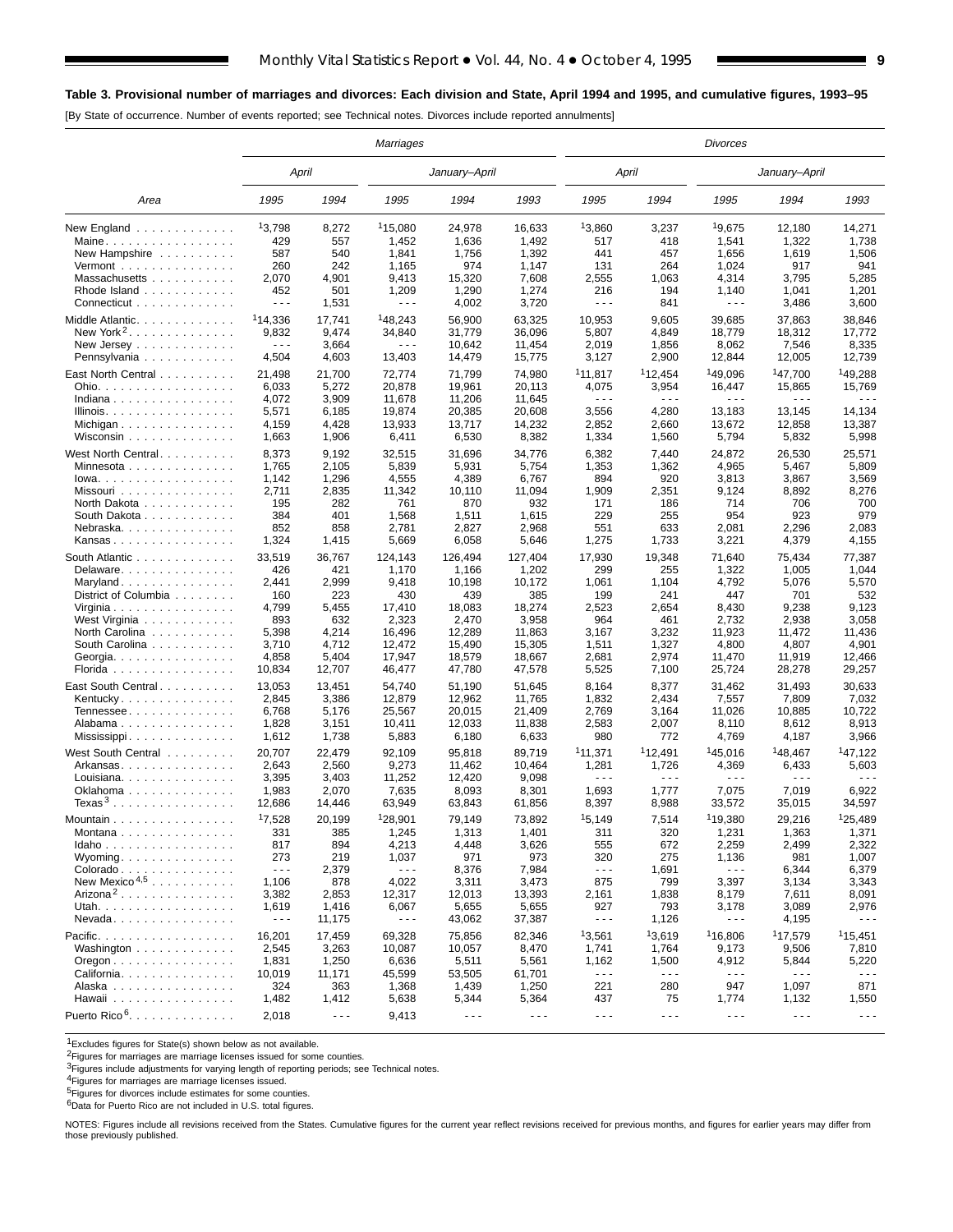**Table 3. Provisional number of marriages and divorces: Each division and State, April 1994 and 1995, and cumulative figures, 1993–95**

[By State of occurrence. Number of events reported; see Technical notes. Divorces include reported annulments]

| Area | Marriages | | | | | Divorces | | | | |
|---|---|---|---|---|---|---|---|---|---|---|
| | April | | January–April | | | April | | January–April | | |
| | 1995 | 1994 | 1995 | 1994 | 1993 | 1995 | 1994 | 1995 | 1994 | 1993 |
| New England | [1]3,798 | 8,272 | [1]15,080 | 24,978 | 16,633 | [1]3,860 | 3,237 | [1]9,675 | 12,180 | 14,271 |
| Maine | 429 | 557 | 1,452 | 1,636 | 1,492 | 517 | 418 | 1,541 | 1,322 | 1,738 |
| New Hampshire | 587 | 540 | 1,841 | 1,756 | 1,392 | 441 | 457 | 1,656 | 1,619 | 1,506 |
| Vermont | 260 | 242 | 1,165 | 974 | 1,147 | 131 | 264 | 1,024 | 917 | 941 |
| Massachusetts | 2,070 | 4,901 | 9,413 | 15,320 | 7,608 | 2,555 | 1,063 | 4,314 | 3,795 | 5,285 |
| Rhode Island | 452 | 501 | 1,209 | 1,290 | 1,274 | 216 | 194 | 1,140 | 1,041 | 1,201 |
| Connecticut | - - - | 1,531 | - - - | 4,002 | 3,720 | - - - | 841 | - - - | 3,486 | 3,600 |
| Middle Atlantic | [1]14,336 | 17,741 | [1]48,243 | 56,900 | 63,325 | 10,953 | 9,605 | 39,685 | 37,863 | 38,846 |
| New York[2] | 9,832 | 9,474 | 34,840 | 31,779 | 36,096 | 5,807 | 4,849 | 18,779 | 18,312 | 17,772 |
| New Jersey | - - - | 3,664 | - - - | 10,642 | 11,454 | 2,019 | 1,856 | 8,062 | 7,546 | 8,335 |
| Pennsylvania | 4,504 | 4,603 | 13,403 | 14,479 | 15,775 | 3,127 | 2,900 | 12,844 | 12,005 | 12,739 |
| East North Central | 21,498 | 21,700 | 72,774 | 71,799 | 74,980 | [1]11,817 | [1]12,454 | [1]49,096 | [1]47,700 | [1]49,288 |
| Ohio | 6,033 | 5,272 | 20,878 | 19,961 | 20,113 | 4,075 | 3,954 | 16,447 | 15,865 | 15,769 |
| Indiana | 4,072 | 3,909 | 11,678 | 11,206 | 11,645 | - - - | - - - | - - - | - - - | - - - |
| Illinois | 5,571 | 6,185 | 19,874 | 20,385 | 20,608 | 3,556 | 4,280 | 13,183 | 13,145 | 14,134 |
| Michigan | 4,159 | 4,428 | 13,933 | 13,717 | 14,232 | 2,852 | 2,660 | 13,672 | 12,858 | 13,387 |
| Wisconsin | 1,663 | 1,906 | 6,411 | 6,530 | 8,382 | 1,334 | 1,560 | 5,794 | 5,832 | 5,998 |
| West North Central | 8,373 | 9,192 | 32,515 | 31,696 | 34,776 | 6,382 | 7,440 | 24,872 | 26,530 | 25,571 |
| Minnesota | 1,765 | 2,105 | 5,839 | 5,931 | 5,754 | 1,353 | 1,362 | 4,965 | 5,467 | 5,809 |
| Iowa | 1,142 | 1,296 | 4,555 | 4,389 | 6,767 | 894 | 920 | 3,813 | 3,867 | 3,569 |
| Missouri | 2,711 | 2,835 | 11,342 | 10,110 | 11,094 | 1,909 | 2,351 | 9,124 | 8,892 | 8,276 |
| North Dakota | 195 | 282 | 761 | 870 | 932 | 171 | 186 | 714 | 706 | 700 |
| South Dakota | 384 | 401 | 1,568 | 1,511 | 1,615 | 229 | 255 | 954 | 923 | 979 |
| Nebraska | 852 | 858 | 2,781 | 2,827 | 2,968 | 551 | 633 | 2,081 | 2,296 | 2,083 |
| Kansas | 1,324 | 1,415 | 5,669 | 6,058 | 5,646 | 1,275 | 1,733 | 3,221 | 4,379 | 4,155 |
| South Atlantic | 33,519 | 36,767 | 124,143 | 126,494 | 127,404 | 17,930 | 19,348 | 71,640 | 75,434 | 77,387 |
| Delaware | 426 | 421 | 1,170 | 1,166 | 1,202 | 299 | 255 | 1,322 | 1,005 | 1,044 |
| Maryland | 2,441 | 2,999 | 9,418 | 10,198 | 10,172 | 1,061 | 1,104 | 4,792 | 5,076 | 5,570 |
| District of Columbia | 160 | 223 | 430 | 439 | 385 | 199 | 241 | 447 | 701 | 532 |
| Virginia | 4,799 | 5,455 | 17,410 | 18,083 | 18,274 | 2,523 | 2,654 | 8,430 | 9,238 | 9,123 |
| West Virginia | 893 | 632 | 2,323 | 2,470 | 3,958 | 964 | 461 | 2,732 | 2,938 | 3,058 |
| North Carolina | 5,398 | 4,214 | 16,496 | 12,289 | 11,863 | 3,167 | 3,232 | 11,923 | 11,472 | 11,436 |
| South Carolina | 3,710 | 4,712 | 12,472 | 15,490 | 15,305 | 1,511 | 1,327 | 4,800 | 4,807 | 4,901 |
| Georgia | 4,858 | 5,404 | 17,947 | 18,579 | 18,667 | 2,681 | 2,974 | 11,470 | 11,919 | 12,466 |
| Florida | 10,834 | 12,707 | 46,477 | 47,780 | 47,578 | 5,525 | 7,100 | 25,724 | 28,278 | 29,257 |
| East South Central | 13,053 | 13,451 | 54,740 | 51,190 | 51,645 | 8,164 | 8,377 | 31,462 | 31,493 | 30,633 |
| Kentucky | 2,845 | 3,386 | 12,879 | 12,962 | 11,765 | 1,832 | 2,434 | 7,557 | 7,809 | 7,032 |
| Tennessee | 6,768 | 5,176 | 25,567 | 20,015 | 21,409 | 2,769 | 3,164 | 11,026 | 10,885 | 10,722 |
| Alabama | 1,828 | 3,151 | 10,411 | 12,033 | 11,838 | 2,583 | 2,007 | 8,110 | 8,612 | 8,913 |
| Mississippi | 1,612 | 1,738 | 5,883 | 6,180 | 6,633 | 980 | 772 | 4,769 | 4,187 | 3,966 |
| West South Central | 20,707 | 22,479 | 92,109 | 95,818 | 89,719 | [1]11,371 | [1]12,491 | [1]45,016 | [1]48,467 | [1]47,122 |
| Arkansas | 2,643 | 2,560 | 9,273 | 11,462 | 10,464 | 1,281 | 1,726 | 4,369 | 6,433 | 5,603 |
| Louisiana | 3,395 | 3,403 | 11,252 | 12,420 | 9,098 | - - - | - - - | - - - | - - - | - - - |
| Oklahoma | 1,983 | 2,070 | 7,635 | 8,093 | 8,301 | 1,693 | 1,777 | 7,075 | 7,019 | 6,922 |
| Texas[3] | 12,686 | 14,446 | 63,949 | 63,843 | 61,856 | 8,397 | 8,988 | 33,572 | 35,015 | 34,597 |
| Mountain | [1]7,528 | 20,199 | [1]28,901 | 79,149 | 73,892 | [1]5,149 | 7,514 | [1]19,380 | 29,216 | [1]25,489 |
| Montana | 331 | 385 | 1,245 | 1,313 | 1,401 | 311 | 320 | 1,231 | 1,363 | 1,371 |
| Idaho | 817 | 894 | 4,213 | 4,448 | 3,626 | 555 | 672 | 2,259 | 2,499 | 2,322 |
| Wyoming | 273 | 219 | 1,037 | 971 | 973 | 320 | 275 | 1,136 | 981 | 1,007 |
| Colorado | - - - | 2,379 | - - - | 8,376 | 7,984 | - - - | 1,691 | - - - | 6,344 | 6,379 |
| New Mexico[4,5] | 1,106 | 878 | 4,022 | 3,311 | 3,473 | 875 | 799 | 3,397 | 3,134 | 3,343 |
| Arizona[2] | 3,382 | 2,853 | 12,317 | 12,013 | 13,393 | 2,161 | 1,838 | 8,179 | 7,611 | 8,091 |
| Utah | 1,619 | 1,416 | 6,067 | 5,655 | 5,655 | 927 | 793 | 3,178 | 3,089 | 2,976 |
| Nevada | - - - | 11,175 | - - - | 43,062 | 37,387 | - - - | 1,126 | - - - | 4,195 | - - - |
| Pacific | 16,201 | 17,459 | 69,328 | 75,856 | 82,346 | [1]3,561 | [1]3,619 | [1]16,806 | [1]17,579 | [1]15,451 |
| Washington | 2,545 | 3,263 | 10,087 | 10,057 | 8,470 | 1,741 | 1,764 | 9,173 | 9,506 | 7,810 |
| Oregon | 1,831 | 1,250 | 6,636 | 5,511 | 5,561 | 1,162 | 1,500 | 4,912 | 5,844 | 5,220 |
| California | 10,019 | 11,171 | 45,599 | 53,505 | 61,701 | - - - | - - - | - - - | - - - | - - - |
| Alaska | 324 | 363 | 1,368 | 1,439 | 1,250 | 221 | 280 | 947 | 1,097 | 871 |
| Hawaii | 1,482 | 1,412 | 5,638 | 5,344 | 5,364 | 437 | 75 | 1,774 | 1,132 | 1,550 |
| Puerto Rico[6] | 2,018 | - - - | 9,413 | - - - | - - - | - - - | - - - | - - - | - - - | - - - |

[1]Excludes figures for State(s) shown below as not available.

[2]Figures for marriages are marriage licenses issued for some counties.

[3]Figures include adjustments for varying length of reporting periods; see Technical notes.

[4]Figures for marriages are marriage licenses issued.

[5]Figures for divorces include estimates for some counties.

[6]Data for Puerto Rico are not included in U.S. total figures.

NOTES: Figures include all revisions received from the States. Cumulative figures for the current year reflect revisions received for previous months, and figures for earlier years may differ from those previously published.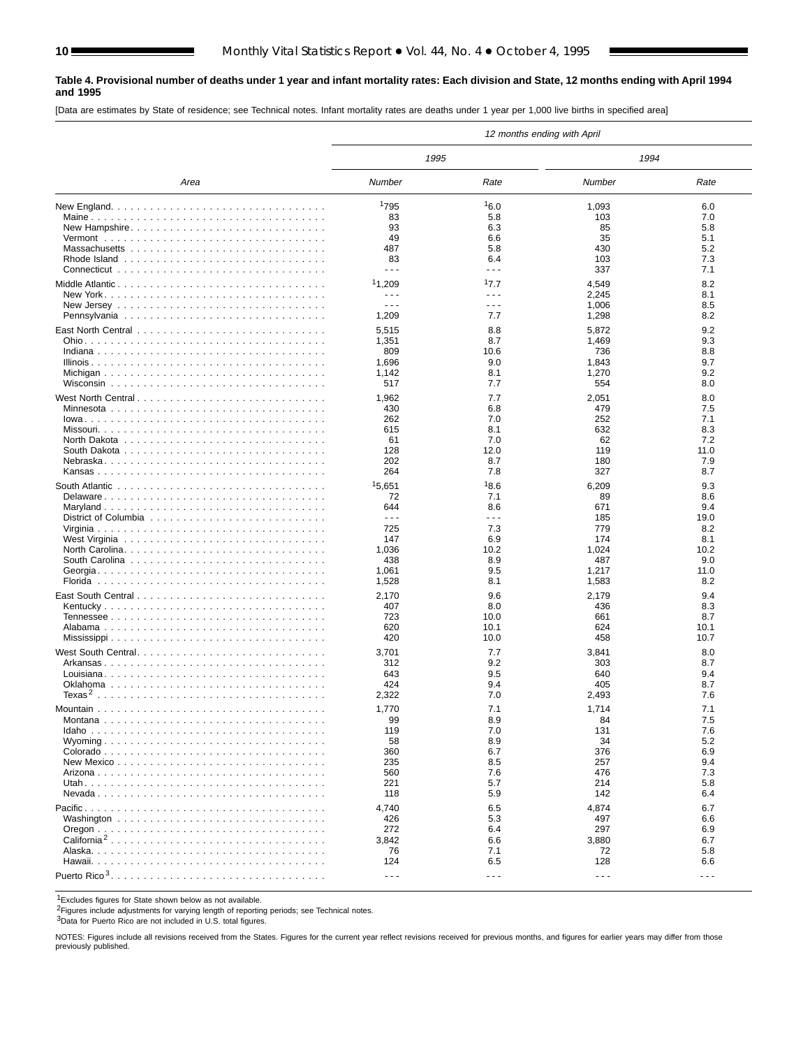**Table 4. Provisional number of deaths under 1 year and infant mortality rates: Each division and State, 12 months ending with April 1994 and 1995**

[Data are estimates by State of residence; see Technical notes. Infant mortality rates are deaths under 1 year per 1,000 live births in specified area]

| Area | 12 months ending with April | | | |
|---|---|---|---|---|
| | 1995 | | 1994 | |
| | Number | Rate | Number | Rate |
| New England | [1]795 | [1]6.0 | 1,093 | 6.0 |
| Maine | 83 | 5.8 | 103 | 7.0 |
| New Hampshire | 93 | 6.3 | 85 | 5.8 |
| Vermont | 49 | 6.6 | 35 | 5.1 |
| Massachusetts | 487 | 5.8 | 430 | 5.2 |
| Rhode Island | 83 | 6.4 | 103 | 7.3 |
| Connecticut | - - - | - - - | 337 | 7.1 |
| Middle Atlantic | [1]1,209 | [1]7.7 | 4,549 | 8.2 |
| New York | - - - | - - - | 2,245 | 8.1 |
| New Jersey | - - - | - - - | 1,006 | 8.5 |
| Pennsylvania | 1,209 | 7.7 | 1,298 | 8.2 |
| East North Central | 5,515 | 8.8 | 5,872 | 9.2 |
| Ohio | 1,351 | 8.7 | 1,469 | 9.3 |
| Indiana | 809 | 10.6 | 736 | 8.8 |
| Illinois | 1,696 | 9.0 | 1,843 | 9.7 |
| Michigan | 1,142 | 8.1 | 1,270 | 9.2 |
| Wisconsin | 517 | 7.7 | 554 | 8.0 |
| West North Central | 1,962 | 7.7 | 2,051 | 8.0 |
| Minnesota | 430 | 6.8 | 479 | 7.5 |
| Iowa | 262 | 7.0 | 252 | 7.1 |
| Missouri | 615 | 8.1 | 632 | 8.3 |
| North Dakota | 61 | 7.0 | 62 | 7.2 |
| South Dakota | 128 | 12.0 | 119 | 11.0 |
| Nebraska | 202 | 8.7 | 180 | 7.9 |
| Kansas | 264 | 7.8 | 327 | 8.7 |
| South Atlantic | [1]5,651 | [1]8.6 | 6,209 | 9.3 |
| Delaware | 72 | 7.1 | 89 | 8.6 |
| Maryland | 644 | 8.6 | 671 | 9.4 |
| District of Columbia | - - - | - - - | 185 | 19.0 |
| Virginia | 725 | 7.3 | 779 | 8.2 |
| West Virginia | 147 | 6.9 | 174 | 8.1 |
| North Carolina | 1,036 | 10.2 | 1,024 | 10.2 |
| South Carolina | 438 | 8.9 | 487 | 9.0 |
| Georgia | 1,061 | 9.5 | 1,217 | 11.0 |
| Florida | 1,528 | 8.1 | 1,583 | 8.2 |
| East South Central | 2,170 | 9.6 | 2,179 | 9.4 |
| Kentucky | 407 | 8.0 | 436 | 8.3 |
| Tennessee | 723 | 10.0 | 661 | 8.7 |
| Alabama | 620 | 10.1 | 624 | 10.1 |
| Mississippi | 420 | 10.0 | 458 | 10.7 |
| West South Central | 3,701 | 7.7 | 3,841 | 8.0 |
| Arkansas | 312 | 9.2 | 303 | 8.7 |
| Louisiana | 643 | 9.5 | 640 | 9.4 |
| Oklahoma | 424 | 9.4 | 405 | 8.7 |
| Texas[2] | 2,322 | 7.0 | 2,493 | 7.6 |
| Mountain | 1,770 | 7.1 | 1,714 | 7.1 |
| Montana | 99 | 8.9 | 84 | 7.5 |
| Idaho | 119 | 7.0 | 131 | 7.6 |
| Wyoming | 58 | 8.9 | 34 | 5.2 |
| Colorado | 360 | 6.7 | 376 | 6.9 |
| New Mexico | 235 | 8.5 | 257 | 9.4 |
| Arizona | 560 | 7.6 | 476 | 7.3 |
| Utah | 221 | 5.7 | 214 | 5.8 |
| Nevada | 118 | 5.9 | 142 | 6.4 |
| Pacific | 4,740 | 6.5 | 4,874 | 6.7 |
| Washington | 426 | 5.3 | 497 | 6.6 |
| Oregon | 272 | 6.4 | 297 | 6.9 |
| California[2] | 3,842 | 6.6 | 3,880 | 6.7 |
| Alaska | 76 | 7.1 | 72 | 5.8 |
| Hawaii | 124 | 6.5 | 128 | 6.6 |
| Puerto Rico[3] | - - - | - - - | - - - | - - - |

[1]Excludes figures for State shown below as not available.
[2]Figures include adjustments for varying length of reporting periods; see Technical notes.
[3]Data for Puerto Rico are not included in U.S. total figures.

NOTES: Figures include all revisions received from the States. Figures for the current year reflect revisions received for previous months, and figures for earlier years may differ from those previously published.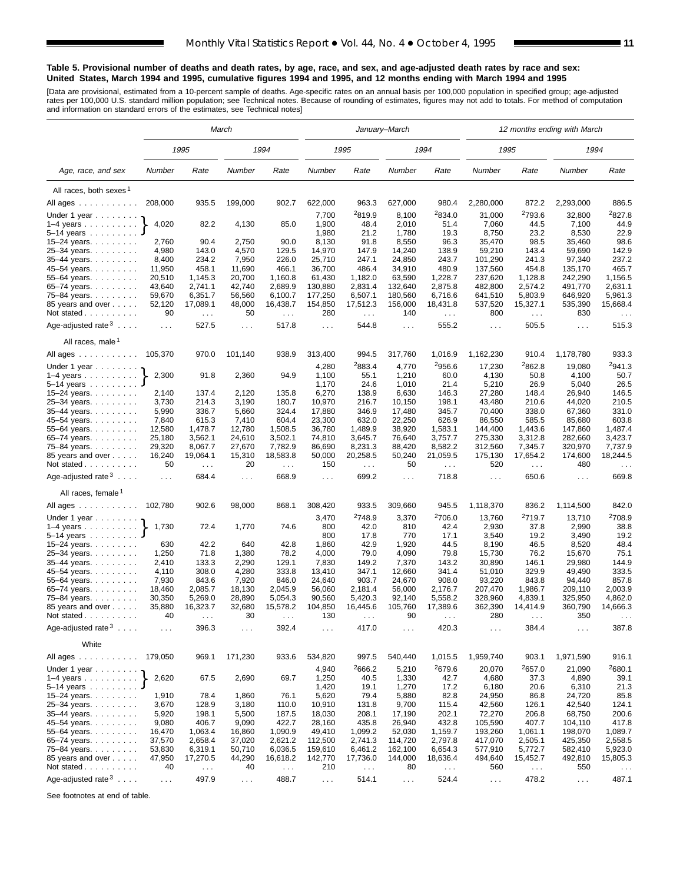**Table 5. Provisional number of deaths and death rates, by age, race, and sex, and age-adjusted death rates by race and sex: United States, March 1994 and 1995, cumulative figures 1994 and 1995, and 12 months ending with March 1994 and 1995**

[Data are provisional, estimated from a 10-percent sample of deaths. Age-specific rates on an annual basis per 100,000 population in specified group; age-adjusted rates per 100,000 U.S. standard million population; see Technical notes. Because of rounding of estimates, figures may not add to totals. For method of computation and information on standard errors of the estimates, see Technical notes]

| Age, race, and sex | *March* | | | | *January–March* | | | | *12 months ending with March* | | | |
|---|---|---|---|---|---|---|---|---|---|---|---|---|
| | *1995* | | *1994* | | *1995* | | *1994* | | *1995* | | *1994* | |
| | *Number* | *Rate* | *Number* | *Rate* | *Number* | *Rate* | *Number* | *Rate* | *Number* | *Rate* | *Number* | *Rate* |
| All races, both sexes[1] | | | | | | | | | | | | |
| All ages | 208,000 | 935.5 | 199,000 | 902.7 | 622,000 | 963.3 | 627,000 | 980.4 | 2,280,000 | 872.2 | 2,293,000 | 886.5 |
| Under 1 year | | | | | 7,700 | [2]819.9 | 8,100 | [2]834.0 | 31,000 | [2]793.6 | 32,800 | [2]827.8 |
| 1–4 years | 4,020 | 82.2 | 4,130 | 85.0 | 1,900 | 48.4 | 2,010 | 51.4 | 7,060 | 44.5 | 7,100 | 44.9 |
| 5–14 years | | | | | 1,980 | 21.2 | 1,780 | 19.3 | 8,750 | 23.2 | 8,530 | 22.9 |
| 15–24 years | 2,760 | 90.4 | 2,750 | 90.0 | 8,130 | 91.8 | 8,550 | 96.3 | 35,470 | 98.5 | 35,460 | 98.6 |
| 25–34 years | 4,980 | 143.0 | 4,570 | 129.5 | 14,970 | 147.9 | 14,240 | 138.9 | 59,210 | 143.4 | 59,690 | 142.9 |
| 35–44 years | 8,400 | 234.2 | 7,950 | 226.0 | 25,710 | 247.1 | 24,850 | 243.7 | 101,290 | 241.3 | 97,340 | 237.2 |
| 45–54 years | 11,950 | 458.1 | 11,690 | 466.1 | 36,700 | 486.4 | 34,910 | 480.9 | 137,560 | 454.8 | 135,170 | 465.7 |
| 55–64 years | 20,510 | 1,145.3 | 20,700 | 1,160.8 | 61,430 | 1,182.0 | 63,590 | 1,228.7 | 237,620 | 1,128.8 | 242,290 | 1,156.5 |
| 65–74 years | 43,640 | 2,741.1 | 42,740 | 2,689.9 | 130,880 | 2,831.4 | 132,640 | 2,875.8 | 482,800 | 2,574.2 | 491,770 | 2,631.1 |
| 75–84 years | 59,670 | 6,351.7 | 56,560 | 6,100.7 | 177,250 | 6,507.1 | 180,560 | 6,716.6 | 641,510 | 5,803.9 | 646,920 | 5,961.3 |
| 85 years and over | 52,120 | 17,089.1 | 48,000 | 16,438.7 | 154,850 | 17,512.3 | 156,000 | 18,431.8 | 537,520 | 15,327.1 | 535,390 | 15,668.4 |
| Not stated | 90 | . . . | 50 | . . . | 280 | . . . | 140 | . . . | 800 | . . . | 830 | . . . |
| Age-adjusted rate[3] | . . . | 527.5 | . . . | 517.8 | . . . | 544.8 | . . . | 555.2 | . . . | 505.5 | . . . | 515.3 |
| All races, male[1] | | | | | | | | | | | | |
| All ages | 105,370 | 970.0 | 101,140 | 938.9 | 313,400 | 994.5 | 317,760 | 1,016.9 | 1,162,230 | 910.4 | 1,178,780 | 933.3 |
| Under 1 year | | | | | 4,280 | [2]883.4 | 4,770 | [2]956.6 | 17,230 | [2]862.8 | 19,080 | [2]941.3 |
| 1–4 years | 2,300 | 91.8 | 2,360 | 94.9 | 1,100 | 55.1 | 1,210 | 60.0 | 4,130 | 50.8 | 4,100 | 50.7 |
| 5–14 years | | | | | 1,170 | 24.6 | 1,010 | 21.4 | 5,210 | 26.9 | 5,040 | 26.5 |
| 15–24 years | 2,140 | 137.4 | 2,120 | 135.8 | 6,270 | 138.9 | 6,630 | 146.3 | 27,280 | 148.4 | 26,940 | 146.5 |
| 25–34 years | 3,730 | 214.3 | 3,190 | 180.7 | 10,970 | 216.7 | 10,150 | 198.1 | 43,480 | 210.6 | 44,020 | 210.5 |
| 35–44 years | 5,990 | 336.7 | 5,660 | 324.4 | 17,880 | 346.9 | 17,480 | 345.7 | 70,400 | 338.0 | 67,360 | 331.0 |
| 45–54 years | 7,840 | 615.3 | 7,410 | 604.4 | 23,300 | 632.0 | 22,250 | 626.9 | 86,550 | 585.5 | 85,680 | 603.8 |
| 55–64 years | 12,580 | 1,478.7 | 12,780 | 1,508.5 | 36,780 | 1,489.9 | 38,920 | 1,583.1 | 144,400 | 1,443.6 | 147,860 | 1,487.4 |
| 65–74 years | 25,180 | 3,562.1 | 24,610 | 3,502.1 | 74,810 | 3,645.7 | 76,640 | 3,757.7 | 275,330 | 3,312.8 | 282,660 | 3,423.7 |
| 75–84 years | 29,320 | 8,067.7 | 27,670 | 7,782.9 | 86,690 | 8,231.3 | 88,420 | 8,582.2 | 312,560 | 7,345.7 | 320,970 | 7,737.9 |
| 85 years and over | 16,240 | 19,064.1 | 15,310 | 18,583.8 | 50,000 | 20,258.5 | 50,240 | 21,059.5 | 175,130 | 17,654.2 | 174,600 | 18,244.5 |
| Not stated | 50 | . . . | 20 | . . . | 150 | . . . | 50 | . . . | 520 | . . . | 480 | . . . |
| Age-adjusted rate[3] | . . . | 684.4 | . . . | 668.9 | . . . | 699.2 | . . . | 718.8 | . . . | 650.6 | . . . | 669.8 |
| All races, female[1] | | | | | | | | | | | | |
| All ages | 102,780 | 902.6 | 98,000 | 868.1 | 308,420 | 933.5 | 309,660 | 945.5 | 1,118,370 | 836.2 | 1,114,500 | 842.0 |
| Under 1 year | | | | | 3,470 | [2]748.9 | 3,370 | [2]706.0 | 13,760 | [2]719.7 | 13,710 | [2]708.9 |
| 1–4 years | 1,730 | 72.4 | 1,770 | 74.6 | 800 | 42.0 | 810 | 42.4 | 2,930 | 37.8 | 2,990 | 38.8 |
| 5–14 years | | | | | 800 | 17.8 | 770 | 17.1 | 3,540 | 19.2 | 3,490 | 19.2 |
| 15–24 years | 630 | 42.2 | 640 | 42.8 | 1,860 | 42.9 | 1,920 | 44.5 | 8,190 | 46.5 | 8,520 | 48.4 |
| 25–34 years | 1,250 | 71.8 | 1,380 | 78.2 | 4,000 | 79.0 | 4,090 | 79.8 | 15,730 | 76.2 | 15,670 | 75.1 |
| 35–44 years | 2,410 | 133.3 | 2,290 | 129.1 | 7,830 | 149.2 | 7,370 | 143.2 | 30,890 | 146.1 | 29,980 | 144.9 |
| 45–54 years | 4,110 | 308.0 | 4,280 | 333.8 | 13,410 | 347.1 | 12,660 | 341.4 | 51,010 | 329.9 | 49,490 | 333.5 |
| 55–64 years | 7,930 | 843.6 | 7,920 | 846.0 | 24,640 | 903.7 | 24,670 | 908.0 | 93,220 | 843.8 | 94,440 | 857.8 |
| 65–74 years | 18,460 | 2,085.7 | 18,130 | 2,045.9 | 56,060 | 2,181.4 | 56,000 | 2,176.7 | 207,470 | 1,986.7 | 209,110 | 2,003.9 |
| 75–84 years | 30,350 | 5,269.0 | 28,890 | 5,054.3 | 90,560 | 5,420.3 | 92,140 | 5,558.2 | 328,960 | 4,839.1 | 325,950 | 4,862.0 |
| 85 years and over | 35,880 | 16,323.7 | 32,680 | 15,578.2 | 104,850 | 16,445.6 | 105,760 | 17,389.6 | 362,390 | 14,414.9 | 360,790 | 14,666.3 |
| Not stated | 40 | . . . | 30 | . . . | 130 | . . . | 90 | . . . | 280 | . . . | 350 | . . . |
| Age-adjusted rate[3] | . . . | 396.3 | . . . | 392.4 | . . . | 417.0 | . . . | 420.3 | . . . | 384.4 | . . . | 387.8 |
| White | | | | | | | | | | | | |
| All ages | 179,050 | 969.1 | 171,230 | 933.6 | 534,820 | 997.5 | 540,440 | 1,015.5 | 1,959,740 | 903.1 | 1,971,590 | 916.1 |
| Under 1 year | | | | | 4,940 | [2]666.2 | 5,210 | [2]679.6 | 20,070 | [2]657.0 | 21,090 | [2]680.1 |
| 1–4 years | 2,620 | 67.5 | 2,690 | 69.7 | 1,250 | 40.5 | 1,330 | 42.7 | 4,680 | 37.3 | 4,890 | 39.1 |
| 5–14 years | | | | | 1,420 | 19.1 | 1,270 | 17.2 | 6,180 | 20.6 | 6,310 | 21.3 |
| 15–24 years | 1,910 | 78.4 | 1,860 | 76.1 | 5,620 | 79.4 | 5,880 | 82.8 | 24,950 | 86.8 | 24,720 | 85.8 |
| 25–34 years | 3,670 | 128.9 | 3,180 | 110.0 | 10,910 | 131.8 | 9,700 | 115.4 | 42,560 | 126.1 | 42,540 | 124.1 |
| 35–44 years | 5,920 | 198.1 | 5,500 | 187.5 | 18,030 | 208.1 | 17,190 | 202.1 | 72,270 | 206.8 | 68,750 | 200.6 |
| 45–54 years | 9,080 | 406.7 | 9,090 | 422.7 | 28,160 | 435.8 | 26,940 | 432.8 | 105,590 | 407.7 | 104,110 | 417.8 |
| 55–64 years | 16,470 | 1,063.4 | 16,860 | 1,090.9 | 49,410 | 1,099.2 | 52,030 | 1,159.7 | 193,260 | 1,061.1 | 198,070 | 1,089.7 |
| 65–74 years | 37,570 | 2,658.4 | 37,020 | 2,621.2 | 112,500 | 2,741.3 | 114,720 | 2,797.8 | 417,070 | 2,505.1 | 425,350 | 2,558.5 |
| 75–84 years | 53,830 | 6,319.1 | 50,710 | 6,036.5 | 159,610 | 6,461.2 | 162,100 | 6,654.3 | 577,910 | 5,772.7 | 582,410 | 5,923.0 |
| 85 years and over | 47,950 | 17,270.5 | 44,290 | 16,618.2 | 142,770 | 17,736.0 | 144,000 | 18,636.4 | 494,640 | 15,452.7 | 492,810 | 15,805.3 |
| Not stated | 40 | . . . | 40 | . . . | 210 | . . . | 80 | . . . | 560 | . . . | 550 | . . . |
| Age-adjusted rate[3] | . . . | 497.9 | . . . | 488.7 | . . . | 514.1 | . . . | 524.4 | . . . | 478.2 | . . . | 487.1 |

See footnotes at end of table.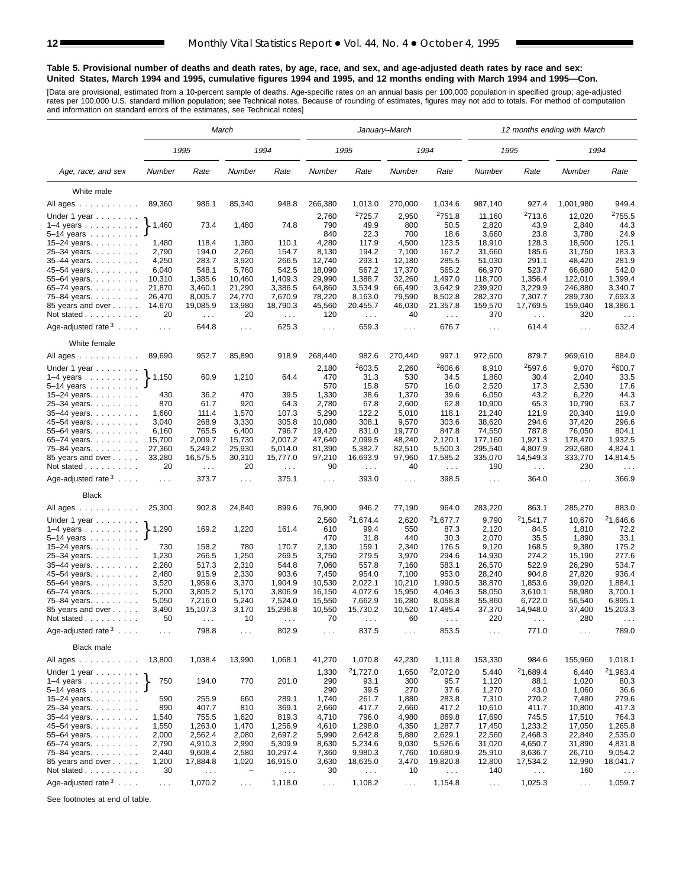### Table 5. Provisional number of deaths and death rates, by age, race, and sex, and age-adjusted death rates by race and sex: United States, March 1994 and 1995, cumulative figures 1994 and 1995, and 12 months ending with March 1994 and 1995—Con.

[Data are provisional, estimated from a 10-percent sample of deaths. Age-specific rates on an annual basis per 100,000 population in specified group; age-adjusted rates per 100,000 U.S. standard million population; see Technical notes. Because of rounding of estimates, figures may not add to totals. For method of computation and information on standard errors of the estimates, see Technical notes]

| Age, race, and sex | March | | | | January–March | | | | 12 months ending with March | | | |
|---|---|---|---|---|---|---|---|---|---|---|---|---|
| | 1995 | | 1994 | | 1995 | | 1994 | | 1995 | | 1994 | |
| | Number | Rate | Number | Rate | Number | Rate | Number | Rate | Number | Rate | Number | Rate |
| **White male** | | | | | | | | | | | | |
| All ages | 89,360 | 986.1 | 85,340 | 948.8 | 266,380 | 1,013.0 | 270,000 | 1,034.6 | 987,140 | 927.4 | 1,001,980 | 949.4 |
| Under 1 year | 1,460 | 73.4 | 1,480 | 74.8 | 2,760 | [2]725.7 | 2,950 | [2]751.8 | 11,160 | [2]713.6 | 12,020 | [2]755.5 |
| 1–4 years | | | | | 790 | 49.9 | 800 | 50.5 | 2,820 | 43.9 | 2,840 | 44.3 |
| 5–14 years | | | | | 840 | 22.3 | 700 | 18.6 | 3,660 | 23.8 | 3,780 | 24.9 |
| 15–24 years | 1,480 | 118.4 | 1,380 | 110.1 | 4,280 | 117.9 | 4,500 | 123.5 | 18,910 | 128.3 | 18,500 | 125.1 |
| 25–34 years | 2,790 | 194.0 | 2,260 | 154.7 | 8,130 | 194.2 | 7,100 | 167.2 | 31,660 | 185.6 | 31,750 | 183.3 |
| 35–44 years | 4,250 | 283.7 | 3,920 | 266.5 | 12,740 | 293.1 | 12,180 | 285.5 | 51,030 | 291.1 | 48,420 | 281.9 |
| 45–54 years | 6,040 | 548.1 | 5,760 | 542.5 | 18,090 | 567.2 | 17,370 | 565.2 | 66,970 | 523.7 | 66,680 | 542.0 |
| 55–64 years | 10,310 | 1,385.6 | 10,460 | 1,409.3 | 29,990 | 1,388.7 | 32,260 | 1,497.0 | 118,700 | 1,356.4 | 122,010 | 1,399.4 |
| 65–74 years | 21,870 | 3,460.1 | 21,290 | 3,386.5 | 64,860 | 3,534.9 | 66,490 | 3,642.9 | 239,920 | 3,229.9 | 246,880 | 3,340.7 |
| 75–84 years | 26,470 | 8,005.7 | 24,770 | 7,670.9 | 78,220 | 8,163.0 | 79,590 | 8,502.8 | 282,370 | 7,307.7 | 289,730 | 7,693.3 |
| 85 years and over | 14,670 | 19,085.9 | 13,980 | 18,790.3 | 45,560 | 20,455.7 | 46,030 | 21,357.8 | 159,570 | 17,769.5 | 159,040 | 18,386.1 |
| Not stated | 20 | . . . | 20 | . . . | 120 | . . . | 40 | . . . | 370 | . . . | 320 | . . . |
| Age-adjusted rate [3] | . . . | 644.8 | . . . | 625.3 | . . . | 659.3 | . . . | 676.7 | . . . | 614.4 | . . . | 632.4 |
| **White female** | | | | | | | | | | | | |
| All ages | 89,690 | 952.7 | 85,890 | 918.9 | 268,440 | 982.6 | 270,440 | 997.1 | 972,600 | 879.7 | 969,610 | 884.0 |
| Under 1 year | 1,150 | 60.9 | 1,210 | 64.4 | 2,180 | [2]603.5 | 2,260 | [2]606.6 | 8,910 | [2]597.6 | 9,070 | [2]600.7 |
| 1–4 years | | | | | 470 | 31.3 | 530 | 34.5 | 1,860 | 30.4 | 2,040 | 33.5 |
| 5–14 years | | | | | 570 | 15.8 | 570 | 16.0 | 2,520 | 17.3 | 2,530 | 17.6 |
| 15–24 years | 430 | 36.2 | 470 | 39.5 | 1,330 | 38.6 | 1,370 | 39.6 | 6,050 | 43.2 | 6,220 | 44.3 |
| 25–34 years | 870 | 61.7 | 920 | 64.3 | 2,780 | 67.8 | 2,600 | 62.8 | 10,900 | 65.3 | 10,790 | 63.7 |
| 35–44 years | 1,660 | 111.4 | 1,570 | 107.3 | 5,290 | 122.2 | 5,010 | 118.1 | 21,240 | 121.9 | 20,340 | 119.0 |
| 45–54 years | 3,040 | 268.9 | 3,330 | 305.8 | 10,080 | 308.1 | 9,570 | 303.6 | 38,620 | 294.6 | 37,420 | 296.6 |
| 55–64 years | 6,160 | 765.5 | 6,400 | 796.7 | 19,420 | 831.0 | 19,770 | 847.8 | 74,550 | 787.8 | 76,050 | 804.1 |
| 65–74 years | 15,700 | 2,009.7 | 15,730 | 2,007.2 | 47,640 | 2,099.5 | 48,240 | 2,120.1 | 177,160 | 1,921.3 | 178,470 | 1,932.5 |
| 75–84 years | 27,360 | 5,249.2 | 25,930 | 5,014.0 | 81,390 | 5,382.7 | 82,510 | 5,500.3 | 295,540 | 4,807.9 | 292,680 | 4,824.1 |
| 85 years and over | 33,280 | 16,575.5 | 30,310 | 15,777.0 | 97,210 | 16,693.9 | 97,960 | 17,585.2 | 335,070 | 14,549.3 | 333,770 | 14,814.5 |
| Not stated | 20 | . . . | 20 | . . . | 90 | . . . | 40 | . . . | 190 | . . . | 230 | . . . |
| Age-adjusted rate [3] | . . . | 373.7 | . . . | 375.1 | . . . | 393.0 | . . . | 398.5 | . . . | 364.0 | . . . | 366.9 |
| **Black** | | | | | | | | | | | | |
| All ages | 25,300 | 902.8 | 24,840 | 899.6 | 76,900 | 946.2 | 77,190 | 964.0 | 283,220 | 863.1 | 285,270 | 883.0 |
| Under 1 year | 1,290 | 169.2 | 1,220 | 161.4 | 2,560 | [2]1,674.4 | 2,620 | [2]1,677.7 | 9,790 | [2]1,541.7 | 10,670 | [2]1,646.6 |
| 1–4 years | | | | | 610 | 99.4 | 550 | 87.3 | 2,120 | 84.5 | 1,810 | 72.2 |
| 5–14 years | | | | | 470 | 31.8 | 440 | 30.3 | 2,070 | 35.5 | 1,890 | 33.1 |
| 15–24 years | 730 | 158.2 | 780 | 170.7 | 2,130 | 159.1 | 2,340 | 176.5 | 9,120 | 168.5 | 9,380 | 175.2 |
| 25–34 years | 1,230 | 266.5 | 1,250 | 269.5 | 3,750 | 279.5 | 3,970 | 294.6 | 14,930 | 274.2 | 15,190 | 277.6 |
| 35–44 years | 2,260 | 517.3 | 2,310 | 544.8 | 7,060 | 557.8 | 7,160 | 583.1 | 26,570 | 522.9 | 26,290 | 534.7 |
| 45–54 years | 2,480 | 915.9 | 2,330 | 903.6 | 7,450 | 954.0 | 7,100 | 953.0 | 28,240 | 904.8 | 27,820 | 936.4 |
| 55–64 years | 3,520 | 1,959.6 | 3,370 | 1,904.9 | 10,530 | 2,022.1 | 10,210 | 1,990.5 | 38,870 | 1,853.6 | 39,020 | 1,884.1 |
| 65–74 years | 5,200 | 3,805.2 | 5,170 | 3,806.9 | 16,150 | 4,072.6 | 15,950 | 4,046.3 | 58,050 | 3,610.1 | 58,980 | 3,700.1 |
| 75–84 years | 5,050 | 7,216.0 | 5,240 | 7,524.0 | 15,550 | 7,662.9 | 16,280 | 8,058.8 | 55,860 | 6,722.0 | 56,540 | 6,895.1 |
| 85 years and over | 3,490 | 15,107.3 | 3,170 | 15,296.8 | 10,550 | 15,730.2 | 10,520 | 17,485.4 | 37,370 | 14,948.0 | 37,400 | 15,203.3 |
| Not stated | 50 | . . . | 10 | . . . | 70 | . . . | 60 | . . . | 220 | . . . | 280 | . . . |
| Age-adjusted rate [3] | . . . | 798.8 | . . . | 802.9 | . . . | 837.5 | . . . | 853.5 | . . . | 771.0 | . . . | 789.0 |
| **Black male** | | | | | | | | | | | | |
| All ages | 13,800 | 1,038.4 | 13,990 | 1,068.1 | 41,270 | 1,070.8 | 42,230 | 1,111.8 | 153,330 | 984.6 | 155,960 | 1,018.1 |
| Under 1 year | 750 | 194.0 | 770 | 201.0 | 1,330 | [2]1,727.0 | 1,650 | [2]2,072.0 | 5,440 | [2]1,689.4 | 6,440 | [2]1,963.4 |
| 1–4 years | | | | | 290 | 93.1 | 300 | 95.7 | 1,120 | 88.1 | 1,020 | 80.3 |
| 5–14 years | | | | | 290 | 39.5 | 270 | 37.6 | 1,270 | 43.0 | 1,060 | 36.6 |
| 15–24 years | 590 | 255.9 | 660 | 289.1 | 1,740 | 261.7 | 1,880 | 283.8 | 7,310 | 270.2 | 7,480 | 279.6 |
| 25–34 years | 890 | 407.7 | 810 | 369.1 | 2,660 | 417.7 | 2,660 | 417.2 | 10,610 | 411.7 | 10,800 | 417.3 |
| 35–44 years | 1,540 | 755.5 | 1,620 | 819.3 | 4,710 | 796.0 | 4,980 | 869.8 | 17,690 | 745.5 | 17,510 | 764.3 |
| 45–54 years | 1,550 | 1,263.0 | 1,470 | 1,256.9 | 4,610 | 1,298.0 | 4,350 | 1,287.7 | 17,450 | 1,233.2 | 17,050 | 1,265.8 |
| 55–64 years | 2,000 | 2,562.4 | 2,080 | 2,697.2 | 5,990 | 2,642.8 | 5,880 | 2,629.1 | 22,560 | 2,468.3 | 22,840 | 2,535.0 |
| 65–74 years | 2,790 | 4,910.3 | 2,990 | 5,309.9 | 8,630 | 5,234.6 | 9,030 | 5,526.6 | 31,020 | 4,650.7 | 31,890 | 4,831.8 |
| 75–84 years | 2,440 | 9,608.4 | 2,580 | 10,297.4 | 7,360 | 9,980.3 | 7,760 | 10,680.9 | 25,910 | 8,636.7 | 26,710 | 9,054.2 |
| 85 years and over | 1,200 | 17,884.8 | 1,020 | 16,915.0 | 3,630 | 18,635.0 | 3,470 | 19,820.8 | 12,800 | 17,534.2 | 12,990 | 18,041.7 |
| Not stated | 30 | . . . | – | . . . | 30 | . . . | 10 | . . . | 140 | . . . | 160 | . . . |
| Age-adjusted rate [3] | . . . | 1,070.2 | . . . | 1,118.0 | . . . | 1,108.2 | . . . | 1,154.8 | . . . | 1,025.3 | . . . | 1,059.7 |

Note: For March figures, the values shown on the "Under 1 year" row are a combined figure for ages under 1 year through 5–14 years (bracketed in the original).

See footnotes at end of table.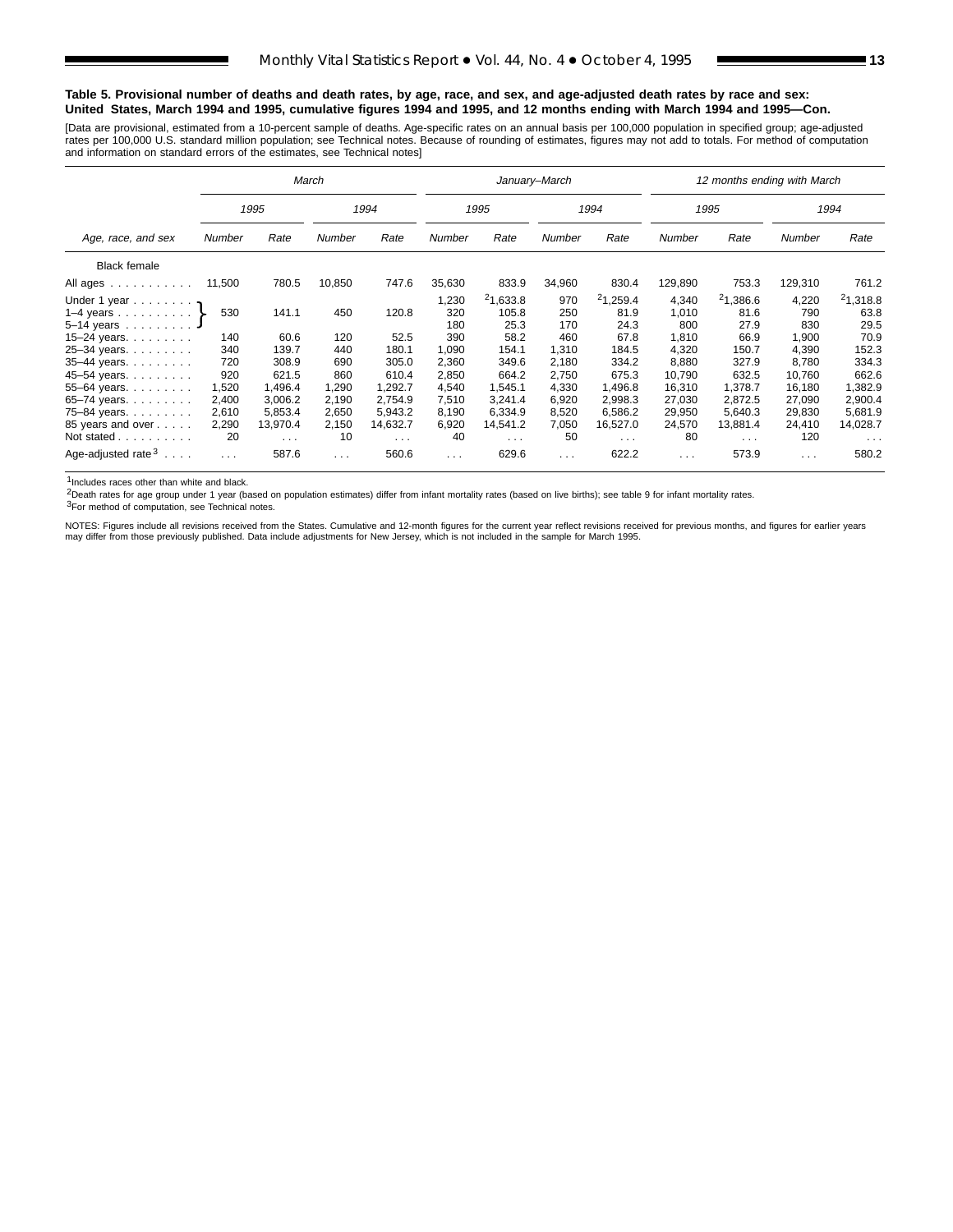**Table 5. Provisional number of deaths and death rates, by age, race, and sex, and age-adjusted death rates by race and sex: United States, March 1994 and 1995, cumulative figures 1994 and 1995, and 12 months ending with March 1994 and 1995—Con.**

[Data are provisional, estimated from a 10-percent sample of deaths. Age-specific rates on an annual basis per 100,000 population in specified group; age-adjusted rates per 100,000 U.S. standard million population; see Technical notes. Because of rounding of estimates, figures may not add to totals. For method of computation and information on standard errors of the estimates, see Technical notes]

| Age, race, and sex | March | | | | January–March | | | | 12 months ending with March | | | |
|---|---|---|---|---|---|---|---|---|---|---|---|---|
| | 1995 | | 1994 | | 1995 | | 1994 | | 1995 | | 1994 | |
| | Number | Rate | Number | Rate | Number | Rate | Number | Rate | Number | Rate | Number | Rate |
| Black female | | | | | | | | | | | | |
| All ages | 11,500 | 780.5 | 10,850 | 747.6 | 35,630 | 833.9 | 34,960 | 830.4 | 129,890 | 753.3 | 129,310 | 761.2 |
| Under 1 year | 530 | 141.1 | 450 | 120.8 | 1,230 | [2]1,633.8 | 970 | [2]1,259.4 | 4,340 | [2]1,386.6 | 4,220 | [2]1,318.8 |
| 1–4 years | | | | | 320 | 105.8 | 250 | 81.9 | 1,010 | 81.6 | 790 | 63.8 |
| 5–14 years | | | | | 180 | 25.3 | 170 | 24.3 | 800 | 27.9 | 830 | 29.5 |
| 15–24 years | 140 | 60.6 | 120 | 52.5 | 390 | 58.2 | 460 | 67.8 | 1,810 | 66.9 | 1,900 | 70.9 |
| 25–34 years | 340 | 139.7 | 440 | 180.1 | 1,090 | 154.1 | 1,310 | 184.5 | 4,320 | 150.7 | 4,390 | 152.3 |
| 35–44 years | 720 | 308.9 | 690 | 305.0 | 2,360 | 349.6 | 2,180 | 334.2 | 8,880 | 327.9 | 8,780 | 334.3 |
| 45–54 years | 920 | 621.5 | 860 | 610.4 | 2,850 | 664.2 | 2,750 | 675.3 | 10,790 | 632.5 | 10,760 | 662.6 |
| 55–64 years | 1,520 | 1,496.4 | 1,290 | 1,292.7 | 4,540 | 1,545.1 | 4,330 | 1,496.8 | 16,310 | 1,378.7 | 16,180 | 1,382.9 |
| 65–74 years | 2,400 | 3,006.2 | 2,190 | 2,754.9 | 7,510 | 3,241.4 | 6,920 | 2,998.3 | 27,030 | 2,872.5 | 27,090 | 2,900.4 |
| 75–84 years | 2,610 | 5,853.4 | 2,650 | 5,943.2 | 8,190 | 6,334.9 | 8,520 | 6,586.2 | 29,950 | 5,640.3 | 29,830 | 5,681.9 |
| 85 years and over | 2,290 | 13,970.4 | 2,150 | 14,632.7 | 6,920 | 14,541.2 | 7,050 | 16,527.0 | 24,570 | 13,881.4 | 24,410 | 14,028.7 |
| Not stated | 20 | . . . | 10 | . . . | 40 | . . . | 50 | . . . | 80 | . . . | 120 | . . . |
| Age-adjusted rate[3] | . . . | 587.6 | . . . | 560.6 | . . . | 629.6 | . . . | 622.2 | . . . | 573.9 | . . . | 580.2 |

Note: In the March columns, the figures for Under 1 year, 1–4 years, and 5–14 years are combined (bracketed) into a single value.

[1]Includes races other than white and black.

[2]Death rates for age group under 1 year (based on population estimates) differ from infant mortality rates (based on live births); see table 9 for infant mortality rates.

[3]For method of computation, see Technical notes.

NOTES: Figures include all revisions received from the States. Cumulative and 12-month figures for the current year reflect revisions received for previous months, and figures for earlier years may differ from those previously published. Data include adjustments for New Jersey, which is not included in the sample for March 1995.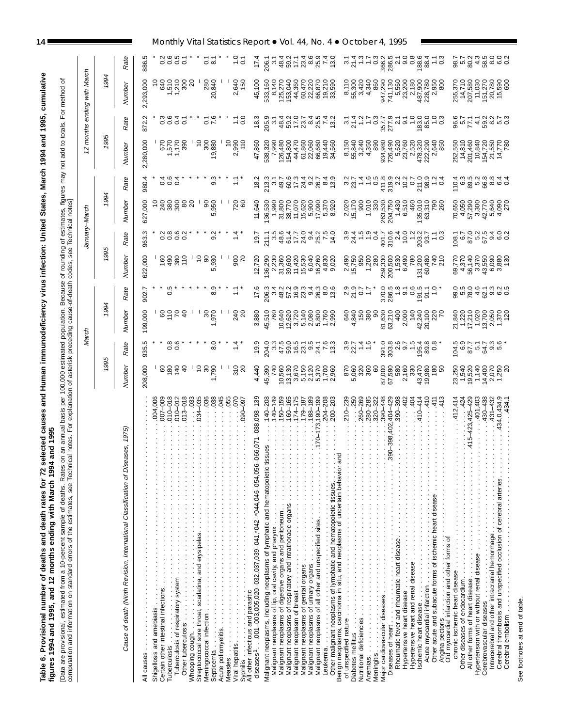**Table 6. Provisional number of deaths and death rates for 72 selected causes and Human immunodeficiency virus infection: United States, March 1994 and 1995, cumulative figures 1994 and 1995, and 12 months ending with March 1994 and 1995**

[Data are provisional, estimated from a 10-percent sample of deaths. Rates on an annual basis per 100,000 estimated population. Because of rounding of estimates, figures may not add to totals. For method of computation and information on standard errors of the estimates, see Technical notes. For explanation of asterisk preceding cause-of-death codes, see Technical notes]

| Cause of death (Ninth Revision, International Classification of Diseases, 1975) | March | | | | January–March | | | | 12 months ending with March | | | |
|---|---|---|---|---|---|---|---|---|---|---|---|---|
| | 1995 | | 1994 | | 1995 | | 1994 | | 1995 | | 1994 | |
| | Number | Rate | Number | Rate | Number | Rate | Number | Rate | Number | Rate | Number | Rate |
| All causes | 208,000 | 935.5 | 199,000 | 902.7 | 622,000 | 963.3 | 627,000 | 980.4 | 2,280,000 | 872.2 | 2,293,000 | 886.5 |
| Shigellosis and amebiasis . . . 004,006 | – | * | – | * | – | * | 10 | * | – | * | 10 | * |
| Certain other intestinal infections . . . 007–009 | 60 | * | 60 | * | 160 | 0.2 | 240 | 0.4 | 670 | 0.3 | 640 | 0.2 |
| Tuberculosis . . . 010–018 | 180 | 0.8 | 110 | 0.5 | 490 | 0.8 | 380 | 0.6 | 1,570 | 0.6 | 1,510 | 0.6 |
| Tuberculosis of respiratory system . . . 010–012 | 140 | 0.6 | 70 | * | 380 | 0.6 | 300 | 0.4 | 1,170 | 0.4 | 1,210 | 0.5 |
| Other tuberculosis . . . 013–018 | 40 | * | 40 | * | 110 | 0.2 | 80 | * | 390 | 0.1 | 300 | 0.1 |
| Whooping cough . . . 033 | – | * | – | * | – | * | 20 | * | – | * | 20 | * |
| Streptococcal sore throat, scarlatina, and erysipelas . . . 034–035 | 10 | * | – | * | 10 | * | – | * | 10 | * | – | * |
| Meningococcal infection . . . 036 | 30 | * | 30 | * | 90 | * | 90 | * | 300 | 0.1 | 280 | 0.1 |
| Septicemia . . . 038 | 1,790 | 8.0 | 1,970 | 8.9 | 5,930 | 9.2 | 5,950 | 9.3 | 19,880 | 7.6 | 20,840 | 8.1 |
| Acute poliomyelitis . . . 045 | – | * | – | * | – | * | – | * | – | * | – | * |
| Measles . . . 055 | – | * | – | * | – | * | – | * | 10 | * | – | * |
| Viral hepatitis . . . 070 | 310 | 1.4 | 240 | 1.1 | 900 | 1.4 | 720 | 1.1 | 2,990 | 1.1 | 2,640 | 1.0 |
| Syphilis . . . 090–097 | 20 | * | 20 | * | 70 | * | 60 | * | 110 | 0.0 | 150 | 0.1 |
| All other infectious and parasitic diseases[1] . . . 001–003,005,020–032,037,039–041,*042–*044,046–054,056–066,071–088,098–139 | 4,440 | 19.9 | 3,880 | 17.6 | 12,720 | 19.7 | 11,640 | 18.2 | 47,860 | 18.3 | 45,100 | 17.4 |
| Malignant neoplasms, including neoplasms of lymphatic and hematopoietic tissues . . . 140–208 | 45,390 | 204.0 | 45,510 | 206.3 | 136,290 | 211.1 | 136,530 | 213.3 | 538,320 | 205.9 | 533,160 | 206.1 |
| Malignant neoplasms of lip, oral cavity, and pharynx . . . 140–149 | 740 | 3.3 | 760 | 3.4 | 2,230 | 3.5 | 1,990 | 3.1 | 7,990 | 3.1 | 8,140 | 3.1 |
| Malignant neoplasms of digestive organs and peritoneum . . . 150–159 | 10,560 | 47.5 | 10,640 | 48.2 | 31,360 | 48.6 | 31,800 | 49.7 | 126,480 | 48.4 | 125,270 | 48.4 |
| Malignant neoplasms of respiratory and intrathoracic organs . . . 160–165 | 13,130 | 59.0 | 12,620 | 57.2 | 39,600 | 61.4 | 38,770 | 60.6 | 154,800 | 59.2 | 153,040 | 59.2 |
| Malignant neoplasm of breast . . . 174–175 | 3,670 | 16.5 | 3,720 | 16.9 | 11,420 | 17.7 | 11,070 | 17.3 | 44,470 | 17.0 | 44,360 | 17.1 |
| Malignant neoplasms of genital organs . . . 179–187 | 5,150 | 23.1 | 5,140 | 23.3 | 15,530 | 24.0 | 15,620 | 24.4 | 61,860 | 23.7 | 60,470 | 23.4 |
| Malignant neoplasms of urinary organs . . . 188–189 | 2,120 | 9.5 | 2,080 | 9.4 | 6,040 | 9.4 | 5,900 | 9.2 | 22,060 | 8.4 | 22,220 | 8.6 |
| Malignant neoplasms of all other and unspecified sites . . . 170–173,190–199 | 5,370 | 24.1 | 5,800 | 26.3 | 16,260 | 25.2 | 17,090 | 26.7 | 66,660 | 25.5 | 66,870 | 25.9 |
| Leukemia . . . 204–208 | 1,700 | 7.6 | 1,760 | 8.0 | 4,830 | 7.5 | 5,370 | 8.4 | 19,440 | 7.4 | 19,210 | 7.4 |
| Other malignant neoplasms of lymphatic and hematopoietic tissues . . . 200–203 | 2,960 | 13.3 | 2,990 | 13.6 | 9,020 | 14.0 | 8,920 | 13.9 | 34,560 | 13.2 | 33,590 | 13.0 |
| Benign neoplasms, carcinoma in situ, and neoplasms of uncertain behavior and of unspecified nature . . . 210–239 | 870 | 3.9 | 640 | 2.9 | 2,490 | 3.9 | 2,020 | 3.2 | 8,150 | 3.1 | 8,110 | 3.1 |
| Diabetes mellitus . . . 250 | 5,060 | 22.7 | 4,840 | 21.9 | 15,750 | 24.4 | 15,170 | 23.7 | 55,840 | 21.4 | 55,300 | 21.4 |
| Nutritional deficiencies . . . 260–269 | 320 | 1.4 | 150 | 0.7 | 950 | 1.5 | 900 | 1.4 | 3,240 | 1.2 | 3,420 | 1.3 |
| Anemias . . . 280–285 | 360 | 1.6 | 380 | 1.7 | 1,200 | 1.9 | 1,010 | 1.6 | 4,350 | 1.7 | 4,340 | 1.7 |
| Meningitis . . . 320–322 | 60 | * | 90 | * | 280 | 0.4 | 330 | 0.5 | 890 | 0.3 | 860 | 0.3 |
| Major cardiovascular diseases . . . 390–448 | 87,000 | 391.0 | 81,630 | 370.0 | 259,330 | 401.7 | 263,530 | 411.8 | 934,980 | 357.7 | 947,290 | 366.2 |
| Diseases of heart . . . 390–398,402,404–429 | 67,590 | 303.8 | 63,210 | 286.5 | 200,500 | 310.6 | 204,750 | 319.9 | 726,490 | 277.9 | 741,130 | 286.5 |
| Rheumatic fever and rheumatic heart disease . . . 390–398 | 580 | 2.6 | 400 | 1.8 | 1,530 | 2.4 | 1,430 | 2.2 | 5,620 | 2.1 | 5,560 | 2.1 |
| Hypertensive heart disease . . . 402 | 2,160 | 9.7 | 2,000 | 9.1 | 6,490 | 10.0 | 6,510 | 10.2 | 23,760 | 9.1 | 23,200 | 9.0 |
| Hypertensive heart and renal disease . . . 404 | 330 | 1.5 | 140 | 0.6 | 780 | 1.2 | 460 | 0.7 | 2,520 | 1.0 | 2,180 | 0.8 |
| Ischemic heart disease . . . 410–414 | 43,470 | 195.4 | 42,240 | 191.5 | 131,200 | 203.2 | 135,010 | 211.0 | 478,320 | 183.0 | 487,900 | 188.6 |
| Acute myocardial infarction . . . 410 | 19,980 | 89.8 | 20,100 | 91.1 | 60,480 | 93.7 | 63,310 | 98.9 | 222,290 | 85.0 | 228,780 | 88.4 |
| Other acute and subacute forms of ischemic heart disease . . . 411 | 180 | 0.8 | 220 | 1.0 | 740 | 1.1 | 790 | 1.2 | 2,640 | 1.0 | 2,950 | 1.1 |
| Angina pectoris . . . 413 | 50 | * | 70 | * | 210 | 0.3 | 260 | 0.4 | 850 | 0.3 | 800 | 0.3 |
| Old myocardial infarction and other forms of chronic ischemic heart disease . . . 412,414 | 23,250 | 104.5 | 21,840 | 99.0 | 69,770 | 108.1 | 70,650 | 110.4 | 252,550 | 96.6 | 255,370 | 98.7 |
| Other diseases of endocardium . . . 424 | 1,540 | 6.9 | 1,220 | 5.5 | 4,370 | 6.7 | 4,050 | 6.3 | 14,810 | 5.7 | 14,710 | 5.7 |
| All other forms of heart disease . . . 415–423,425–429 | 19,520 | 87.7 | 17,210 | 78.0 | 56,140 | 87.0 | 57,290 | 89.5 | 201,460 | 77.1 | 207,580 | 80.2 |
| Hypertension with or without renal disease . . . 401,403 | 1,140 | 5.1 | 1,020 | 4.6 | 3,370 | 5.2 | 3,300 | 5.2 | 10,840 | 4.1 | 11,030 | 4.3 |
| Cerebrovascular diseases . . . 430–438 | 14,400 | 64.7 | 13,700 | 62.1 | 43,550 | 67.5 | 42,770 | 66.8 | 154,720 | 59.2 | 151,270 | 58.5 |
| Intracerebral and other intracranial hemorrhage . . . 431–432 | 2,070 | 9.3 | 2,050 | 9.3 | 6,090 | 9.4 | 5,640 | 8.8 | 21,550 | 8.2 | 20,780 | 8.0 |
| Cerebral thrombosis and unspecified occlusion of cerebral arteries . . . 434.0,434.9 | 1,250 | 5.6 | 1,370 | 6.2 | 3,880 | 6.0 | 4,090 | 6.4 | 14,770 | 5.7 | 15,590 | 6.0 |
| Cerebral embolism . . . 434.1 | 20 | * | 120 | 0.5 | 130 | 0.2 | 270 | 0.4 | 780 | 0.3 | 600 | 0.2 |

See footnotes at end of table.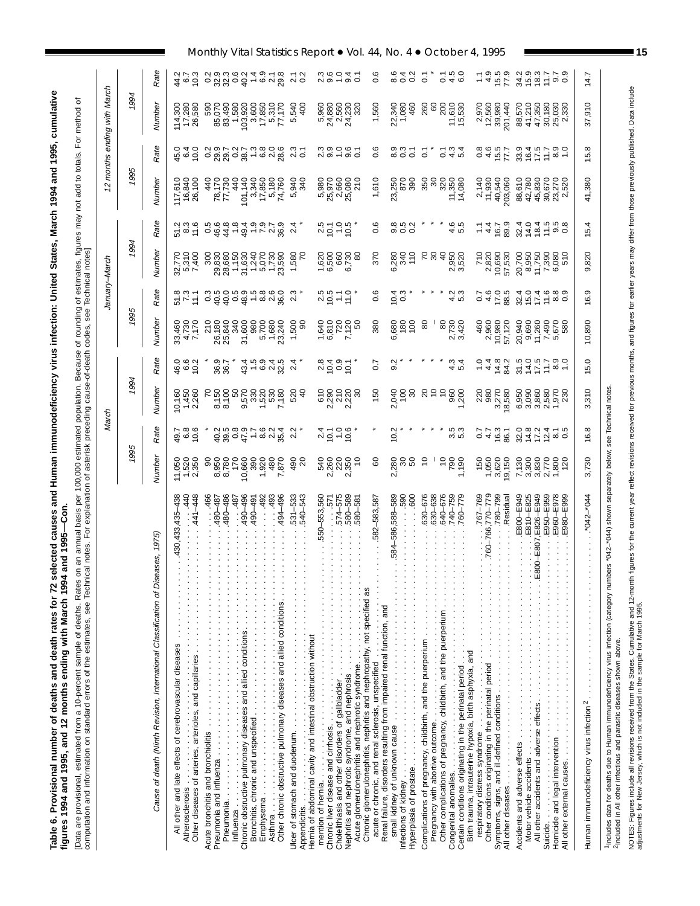**Table 6. Provisional number of deaths and death rates for 72 selected causes and Human immunodeficiency virus infection: United States, March 1994 and 1995, cumulative figures 1994 and 1995, and 12 months ending with March 1994 and 1995—Con.**

[Data are provisional, estimated from a 10-percent sample of deaths. Rates on an annual basis per 100,000 estimated population. Because of rounding of estimates, figures may not add to totals. For method of computation and information on standard errors of the estimates, see Technical notes. For explanation of asterisk preceding cause-of-death codes, see Technical notes]

| Cause of death (Ninth Revision, International Classification of Diseases, 1975) | March | | | | January–March | | | | 12 months ending with March | | | |
|---|---|---|---|---|---|---|---|---|---|---|---|---|
| | 1995 | | 1994 | | 1995 | | 1994 | | 1995 | | 1994 | |
| | Number | Rate | Number | Rate | Number | Rate | Number | Rate | Number | Rate | Number | Rate |
| All other and late effects of cerebrovascular diseases . . . 430,433,435–438 | 11,050 | 49.7 | 10,160 | 46.0 | 33,460 | 51.8 | 32,770 | 51.2 | 117,610 | 45.0 | 114,300 | 44.2 |
| Atherosclerosis . . . 440 | 1,520 | 6.8 | 1,450 | 6.6 | 4,730 | 7.3 | 5,310 | 8.3 | 16,840 | 6.4 | 17,280 | 6.7 |
| Other diseases of arteries, arterioles, and capillaries . . . 441–448 | 2,350 | 10.6 | 2,260 | 10.2 | 7,170 | 11.1 | 7,400 | 11.6 | 26,100 | 10.0 | 26,580 | 10.3 |
| Acute bronchitis and bronchiolitis . . . 466 | 90 | * | 70 | * | 210 | 0.3 | 300 | 0.5 | 440 | 0.2 | 590 | 0.2 |
| Pneumonia and influenza . . . 480–487 | 8,950 | 40.2 | 8,150 | 36.9 | 26,180 | 40.5 | 29,830 | 46.6 | 78,170 | 29.9 | 85,070 | 32.9 |
| Pneumonia . . . 480–486 | 8,780 | 39.5 | 8,100 | 36.7 | 25,840 | 40.0 | 28,680 | 44.8 | 77,730 | 29.7 | 83,490 | 32.3 |
| Influenza . . . 487 | 170 | 0.8 | 50 | * | 340 | 0.5 | 1,150 | 1.8 | 440 | 0.2 | 1,580 | 0.6 |
| Chronic obstructive pulmonary diseases and allied conditions . . . 490–496 | 10,660 | 47.9 | 9,570 | 43.4 | 31,600 | 48.9 | 31,630 | 49.4 | 101,140 | 38.7 | 103,920 | 40.2 |
| Bronchitis, chronic and unspecified . . . 490–491 | 390 | 1.7 | 330 | 1.5 | 980 | 1.5 | 1,240 | 1.9 | 3,340 | 1.3 | 3,600 | 1.4 |
| Emphysema . . . 492 | 1,920 | 8.6 | 1,520 | 6.9 | 5,700 | 8.8 | 5,070 | 7.9 | 17,850 | 6.8 | 17,850 | 6.9 |
| Asthma . . . 493 | 480 | 2.2 | 530 | 2.4 | 1,680 | 2.6 | 1,730 | 2.7 | 5,180 | 2.0 | 5,310 | 2.1 |
| Other chronic obstructive pulmonary diseases and allied conditions . . . 494–496 | 7,870 | 35.4 | 7,180 | 32.5 | 23,240 | 36.0 | 23,590 | 36.9 | 74,760 | 28.6 | 77,170 | 29.8 |
| Ulcer of stomach and duodenum . . . 531–533 | 490 | 2.2 | 520 | 2.4 | 1,500 | 2.3 | 1,580 | 2.4 | 5,940 | 2.3 | 5,540 | 2.1 |
| Appendicitis . . . 540–543 | 20 | * | 40 | * | 90 | * | 70 | * | 340 | 0.1 | 400 | 0.2 |
| Hernia of abdominal cavity and intestinal obstruction without mention of hernia . . . 550–553,560 | 540 | 2.4 | 610 | 2.8 | 1,640 | 2.5 | 1,620 | 2.5 | 5,980 | 2.3 | 5,960 | 2.3 |
| Chronic liver disease and cirrhosis . . . 571 | 2,260 | 10.1 | 2,290 | 10.4 | 6,810 | 10.5 | 6,500 | 10.1 | 25,970 | 9.9 | 24,880 | 9.6 |
| Cholelithiasis and other disorders of gallbladder . . . 574–575 | 220 | 1.0 | 210 | 0.9 | 720 | 1.1 | 660 | 1.0 | 2,660 | 1.0 | 2,560 | 1.0 |
| Nephritis and nephrotic syndrome, and nephrosis . . . 580–589 | 2,350 | 10.6 | 2,220 | 10.1 | 7,120 | 11.0 | 6,730 | 10.5 | 25,080 | 9.6 | 24,230 | 9.4 |
| Acute glomerulonephritis and nephrotic syndrome . . . 580–581 | 10 | * | 30 | * | 50 | * | 80 | * | 210 | 0.1 | 320 | 0.1 |
| Chronic glomerulonephritis, nephritis and nephropathy, not specified as acute or chronic, and renal sclerosis, unspecified . . . 582–583,587 | 60 | * | 150 | 0.7 | 380 | 0.6 | 370 | 0.6 | 1,610 | 0.6 | 1,560 | 0.6 |
| Renal failure, disorders resulting from impaired renal function, and small kidney of unknown cause . . . 584–586,588–589 | 2,280 | 10.2 | 2,040 | 9.2 | 6,680 | 10.4 | 6,280 | 9.8 | 23,250 | 8.9 | 22,340 | 8.6 |
| Infections of kidney . . . 590 | 30 | * | 100 | * | 180 | 0.3 | 340 | 0.5 | 870 | 0.3 | 1,080 | 0.4 |
| Hyperplasia of prostate . . . 600 | 50 | * | 30 | * | 100 | * | 110 | 0.2 | 390 | 0.1 | 460 | 0.2 |
| Complications of pregnancy, childbirth, and the puerperium . . . 630–676 | 10 | * | 20 | * | 80 | * | 70 | * | 350 | 0.1 | 260 | 0.1 |
| Pregnancy with abortive outcome . . . 630–638 | – | * | 10 | * | – | * | 30 | * | 30 | * | 60 | * |
| Other complications of pregnancy, childbirth, and the puerperium . . . 640–676 | 10 | * | 10 | * | 80 | * | 40 | * | 320 | 0.1 | 200 | 0.1 |
| Congenital anomalies . . . 740–759 | 790 | 3.5 | 960 | 4.3 | 2,730 | 4.2 | 2,950 | 4.6 | 11,350 | 4.3 | 11,610 | 4.5 |
| Certain conditions originating in the perinatal period . . . 760–779 | 1,190 | 5.3 | 1,200 | 5.4 | 3,420 | 5.3 | 3,520 | 5.5 | 14,080 | 5.4 | 15,530 | 6.0 |
| Birth trauma, intrauterine hypoxia, birth asphyxia, and respiratory distress syndrome . . . 767–769 | 150 | 0.7 | 220 | 1.0 | 460 | 0.7 | 710 | 1.1 | 2,140 | 0.8 | 2,970 | 1.1 |
| Other conditions originating in the perinatal period . . . 760–766,770–779 | 1,050 | 4.7 | 980 | 4.4 | 2,960 | 4.6 | 2,820 | 4.4 | 11,930 | 4.6 | 12,560 | 4.9 |
| Symptoms, signs, and ill-defined conditions . . . 780–799 | 3,620 | 16.3 | 3,270 | 14.8 | 10,980 | 17.0 | 10,690 | 16.7 | 40,540 | 15.5 | 39,980 | 15.5 |
| All other diseases . . . Residual | 19,150 | 86.1 | 18,580 | 84.2 | 57,120 | 88.5 | 57,530 | 89.9 | 203,060 | 77.7 | 201,440 | 77.9 |
| Accidents and adverse effects . . . E800–E949 | 7,130 | 32.0 | 6,950 | 31.5 | 20,940 | 32.4 | 20,700 | 32.4 | 88,610 | 33.9 | 88,570 | 34.2 |
| Motor vehicle accidents . . . E810–E825 | 3,300 | 14.8 | 3,090 | 14.0 | 9,690 | 15.0 | 8,950 | 14.0 | 42,780 | 16.4 | 41,210 | 15.9 |
| All other accidents and adverse effects . . . E800–E807,E826–E949 | 3,830 | 17.2 | 3,860 | 17.5 | 11,260 | 17.4 | 11,750 | 18.4 | 45,830 | 17.5 | 47,350 | 18.3 |
| Suicide . . . E950–E959 | 2,770 | 12.4 | 2,580 | 11.7 | 7,490 | 11.6 | 7,390 | 11.5 | 30,670 | 11.7 | 30,180 | 11.7 |
| Homicide and legal intervention . . . E960–E978 | 1,800 | 8.1 | 1,970 | 8.9 | 5,670 | 8.8 | 6,080 | 9.5 | 23,270 | 8.9 | 25,030 | 9.7 |
| All other external causes . . . E980–E999 | 120 | 0.5 | 230 | 1.0 | 580 | 0.9 | 510 | 0.8 | 2,520 | 1.0 | 2,330 | 0.9 |
| Human immunodeficiency virus infection [2] . . . *042–*044 | 3,730 | 16.8 | 3,310 | 15.0 | 10,890 | 16.9 | 9,820 | 15.4 | 41,380 | 15.8 | 37,910 | 14.7 |

[1]Includes data for deaths due to Human immunodeficiency virus infection (category numbers *042–*044) shown separately below; see Technical notes.
[2]Included in All other infectious and parasitic diseases shown above.

NOTES: Figures include all revisions received from the States. Cumulative and 12-month figures for the current year reflect revisions received for previous months, and figures for earlier years may differ from those previously published. Data include adjustments for New Jersey, which is not included in the sample for March 1995.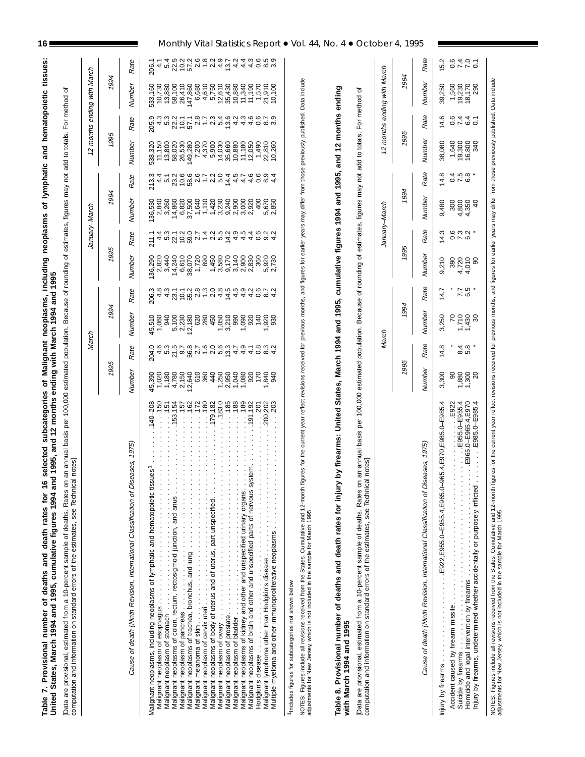**Table 7. Provisional number of deaths and death rates for 16 selected subcategories of Malignant neoplasms, including neoplasms of lymphatic and hematopoietic tissues: United States, March 1994 and 1995, cumulative figures 1994 and 1995, and 12 months ending with March 1994 and 1995**

[Data are provisional, estimated from a 10-percent sample of deaths. Rates on an annual basis per 100,000 estimated population. Because of rounding of estimates, figures may not add to totals. For method of computation and information on standard errors of the estimates, see Technical notes]

| Cause of death (Ninth Revision, International Classification of Diseases, 1975) | March | | | | January–March | | | | 12 months ending with March | | | |
|---|---|---|---|---|---|---|---|---|---|---|---|---|
| | 1995 | | 1994 | | 1995 | | 1994 | | 1995 | | 1994 | |
| | Number | Rate | Number | Rate | Number | Rate | Number | Rate | Number | Rate | Number | Rate |
| Malignant neoplasms, including neoplasms of lymphatic and hematopoietic tissues[1] . . . 140–208 | 45,390 | 204.0 | 45,510 | 206.3 | 136,290 | 211.1 | 136,530 | 213.3 | 538,320 | 205.9 | 533,160 | 206.1 |
| Malignant neoplasm of esophagus . . . 150 | 1,020 | 4.6 | 1,060 | 4.8 | 2,820 | 4.4 | 2,840 | 4.4 | 11,150 | 4.3 | 10,730 | 4.1 |
| Malignant neoplasm of stomach . . . 151 | 1,180 | 5.3 | 940 | 4.3 | 3,440 | 5.3 | 3,260 | 5.1 | 13,800 | 5.3 | 13,880 | 5.4 |
| Malignant neoplasms of colon, rectum, rectosigmoid junction, and anus . . . 153,154 | 4,780 | 21.5 | 5,100 | 23.1 | 14,240 | 22.1 | 14,860 | 23.2 | 58,020 | 22.2 | 58,100 | 22.5 |
| Malignant neoplasm of pancreas . . . 157 | 2,150 | 9.7 | 2,230 | 10.1 | 6,610 | 10.2 | 6,820 | 10.6 | 26,530 | 10.1 | 26,410 | 10.2 |
| Malignant neoplasms of trachea, bronchus, and lung . . . 162 | 12,640 | 56.8 | 12,180 | 55.2 | 38,070 | 59.0 | 37,500 | 58.6 | 149,280 | 57.1 | 147,860 | 57.2 |
| Malignant melanoma of skin . . . 172 | 610 | 2.7 | 620 | 2.8 | 1,720 | 2.7 | 1,640 | 2.6 | 7,200 | 2.8 | 6,680 | 2.6 |
| Malignant neoplasm of cervix uteri . . . 180 | 360 | 1.6 | 280 | 1.3 | 890 | 1.4 | 1,110 | 1.7 | 4,370 | 1.7 | 4,610 | 1.8 |
| Malignant neoplasms of body of uterus and of uterus, part unspecified . . . 179,182 | 440 | 2.0 | 450 | 2.0 | 1,450 | 2.2 | 1,420 | 2.2 | 5,900 | 2.3 | 5,750 | 2.2 |
| Malignant neoplasm of ovary . . . 183.0 | 1,250 | 5.6 | 1,050 | 4.8 | 3,580 | 5.5 | 3,230 | 5.0 | 14,030 | 5.4 | 12,610 | 4.9 |
| Malignant neoplasm of prostate . . . 185 | 2,950 | 13.3 | 3,210 | 14.5 | 9,170 | 14.2 | 9,240 | 14.4 | 35,660 | 13.6 | 35,430 | 13.7 |
| Malignant neoplasm of bladder . . . 188 | 1,040 | 4.7 | 990 | 4.5 | 3,140 | 4.9 | 2,900 | 4.5 | 10,880 | 4.2 | 10,880 | 4.2 |
| Malignant neoplasms of kidney and other and unspecified urinary organs . . . 189 | 1,080 | 4.9 | 1,090 | 4.9 | 2,900 | 4.5 | 3,000 | 4.7 | 11,180 | 4.3 | 11,340 | 4.4 |
| Malignant neoplasms of brain and other and unspecified parts of nervous system . . . 191,192 | 920 | 4.1 | 920 | 4.2 | 2,830 | 4.4 | 2,920 | 4.6 | 12,050 | 4.6 | 11,190 | 4.3 |
| Hodgkin's disease . . . 201 | 170 | 0.8 | 140 | 0.6 | 360 | 0.6 | 400 | 0.6 | 1,490 | 0.6 | 1,570 | 0.6 |
| Malignant lymphoma other than Hodgkin's disease . . . 200,202 | 1,840 | 8.3 | 1,920 | 8.7 | 5,920 | 9.2 | 5,670 | 8.9 | 22,810 | 8.7 | 21,910 | 8.5 |
| Multiple myeloma and other immunoproliferative neoplasms . . . 203 | 940 | 4.2 | 930 | 4.2 | 2,730 | 4.2 | 2,850 | 4.4 | 10,260 | 3.9 | 10,100 | 3.9 |

[1]Includes figures for subcategories not shown below.

NOTES: Figures include all revisions received from the States. Cumulative and 12-month figures for the current year reflect revisions received for previous months, and figures for earlier years may differ from those previously published. Data include adjustments for New Jersey, which is not included in the sample for March 1995.

**Table 8. Provisional number of deaths and death rates for injury by firearms: United States, March 1994 and 1995, cumulative figures 1994 and 1995, and 12 months ending with March 1994 and 1995**

[Data are provisional, estimated from a 10-percent sample of deaths. Rates on an annual basis per 100,000 estimated population. Because of rounding of estimates, figures may not add to totals. For method of computation and information on standard errors of the estimates, see Technical notes]

| Cause of death (Ninth Revision, International Classification of Diseases, 1975) | March | | | | January–March | | | | 12 months ending with March | | | |
|---|---|---|---|---|---|---|---|---|---|---|---|---|
| | 1995 | | 1994 | | 1995 | | 1994 | | 1995 | | 1994 | |
| | Number | Rate | Number | Rate | Number | Rate | Number | Rate | Number | Rate | Number | Rate |
| Injury by firearms . . . E922,E955.0–E955.4,E965.0–965.4,E970,E985.0–E985.4 | 3,300 | 14.8 | 3,250 | 14.7 | 9,210 | 14.3 | 9,480 | 14.8 | 38,080 | 14.6 | 39,250 | 15.2 |
| Accident caused by firearm missile . . . E922 | 90 | * | 70 | * | 390 | 0.6 | 300 | 0.4 | 1,640 | 0.6 | 1,560 | 0.6 |
| Suicide by firearms . . . E955.0–E955.4 | 1,880 | 8.4 | 1,710 | 7.7 | 4,720 | 7.3 | 4,800 | 7.5 | 19,300 | 7.4 | 19,230 | 7.4 |
| Homicide and legal intervention by firearms . . . E965.0–E965.4,E970 | 1,300 | 5.8 | 1,430 | 6.5 | 4,010 | 6.2 | 4,350 | 6.8 | 16,800 | 6.4 | 18,170 | 7.0 |
| Injury by firearms, undetermined whether accidentally or purposely inflicted . . . E985.0–E985.4 | 20 | * | 30 | * | 90 | * | 40 | * | 340 | 0.1 | 290 | 0.1 |

NOTES: Figures include all revisions received from the States. Cumulative and 12-month figures for the current year reflect revisions received for previous months, and figures for earlier years may differ from those previously published. Data include adjustments for New Jersey, which is not included in the sample for March 1995.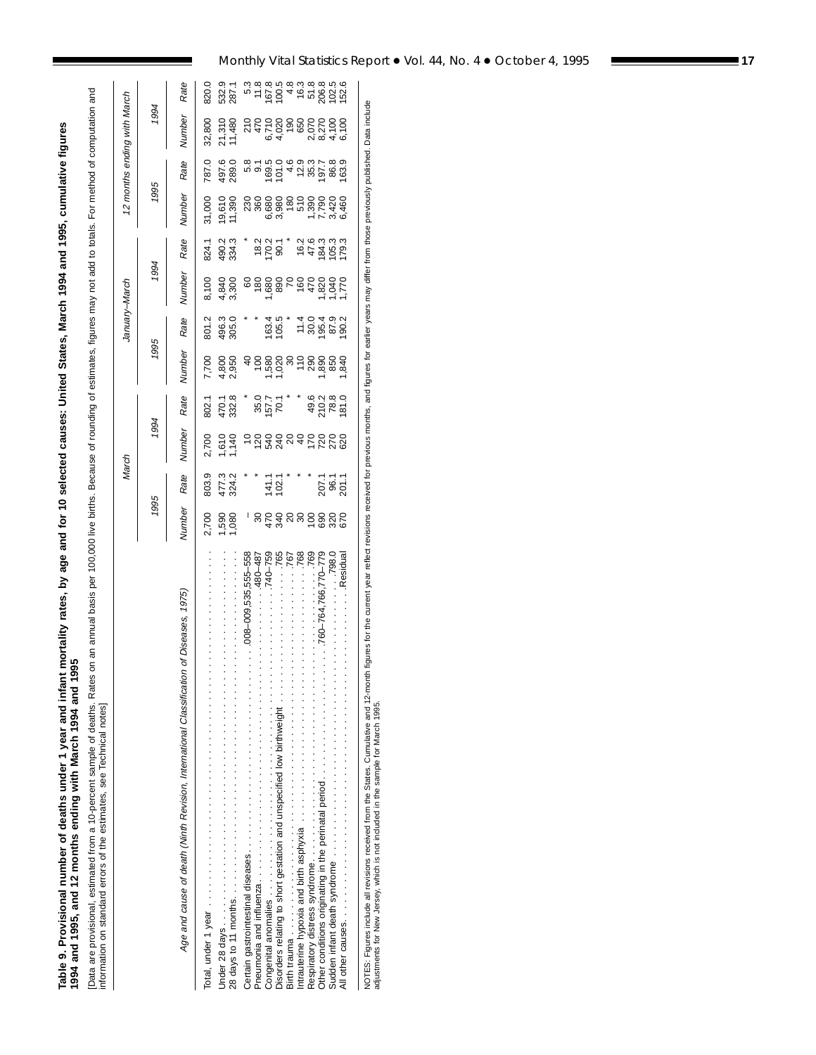**Table 9. Provisional number of deaths under 1 year and infant mortality rates, by age and for 10 selected causes: United States, March 1994 and 1995, cumulative figures 1994 and 1995, and 12 months ending with March 1994 and 1995**

[Data are provisional, estimated from a 10-percent sample of deaths. Rates on an annual basis per 100,000 live births. Because of rounding of estimates, figures may not add to totals. For method of computation and information on standard errors of the estimates, see Technical notes]

| Age and cause of death (Ninth Revision, International Classification of Diseases, 1975) | March | | | | January–March | | | | 12 months ending with March | | | |
|---|---|---|---|---|---|---|---|---|---|---|---|---|
| | 1995 | | 1994 | | 1995 | | 1994 | | 1995 | | 1994 | |
| | Number | Rate | Number | Rate | Number | Rate | Number | Rate | Number | Rate | Number | Rate |
| Total, under 1 year | 2,700 | 803.9 | 2,700 | 802.1 | 7,700 | 801.2 | 8,100 | 824.1 | 31,000 | 787.0 | 32,800 | 820.0 |
| Under 28 days | 1,590 | 477.3 | 1,610 | 470.1 | 4,800 | 496.3 | 4,840 | 490.2 | 19,610 | 497.6 | 21,310 | 532.9 |
| 28 days to 11 months | 1,080 | 324.2 | 1,140 | 332.8 | 2,950 | 305.0 | 3,300 | 334.3 | 11,390 | 289.0 | 11,480 | 287.1 |
| Certain gastrointestinal diseases ...008–009,535,555–558 | – | * | 10 | * | 40 | * | 60 | * | 230 | 5.8 | 210 | 5.3 |
| Pneumonia and influenza ...480–487 | 30 | * | 120 | 35.0 | 100 | * | 180 | 18.2 | 360 | 9.1 | 470 | 11.8 |
| Congenital anomalies ...740–759 | 470 | 141.1 | 540 | 157.7 | 1,580 | 163.4 | 1,680 | 170.2 | 6,680 | 169.5 | 6,710 | 167.8 |
| Disorders relating to short gestation and unspecified low birthweight ...765 | 340 | 102.1 | 240 | 70.1 | 1,020 | 105.5 | 890 | 90.1 | 3,980 | 101.0 | 4,020 | 100.5 |
| Birth trauma ...767 | 20 | * | 20 | * | 30 | * | 70 | * | 180 | 4.6 | 190 | 4.8 |
| Intrauterine hypoxia and birth asphyxia ...768 | 30 | * | 40 | * | 110 | 11.4 | 160 | 16.2 | 510 | 12.9 | 650 | 16.3 |
| Respiratory distress syndrome ...769 | 100 | * | 170 | 49.6 | 290 | 30.0 | 470 | 47.6 | 1,390 | 35.3 | 2,070 | 51.8 |
| Other conditions originating in the perinatal period ...760–764,766,770–779 | 690 | 207.1 | 720 | 210.2 | 1,890 | 195.4 | 1,820 | 184.3 | 7,790 | 197.7 | 8,270 | 206.8 |
| Sudden infant death syndrome ...798.0 | 320 | 96.1 | 270 | 78.8 | 850 | 87.9 | 1,040 | 105.3 | 3,420 | 86.8 | 4,100 | 102.5 |
| All other causes ...Residual | 670 | 201.1 | 620 | 181.0 | 1,840 | 190.2 | 1,770 | 179.3 | 6,460 | 163.9 | 6,100 | 152.6 |

NOTES: Figures include all revisions received from the States. Cumulative and 12-month figures for the current year reflect revisions received for previous months, and figures for earlier years may differ from those previously published. Data include adjustments for New Jersey, which is not included in the sample for March 1995.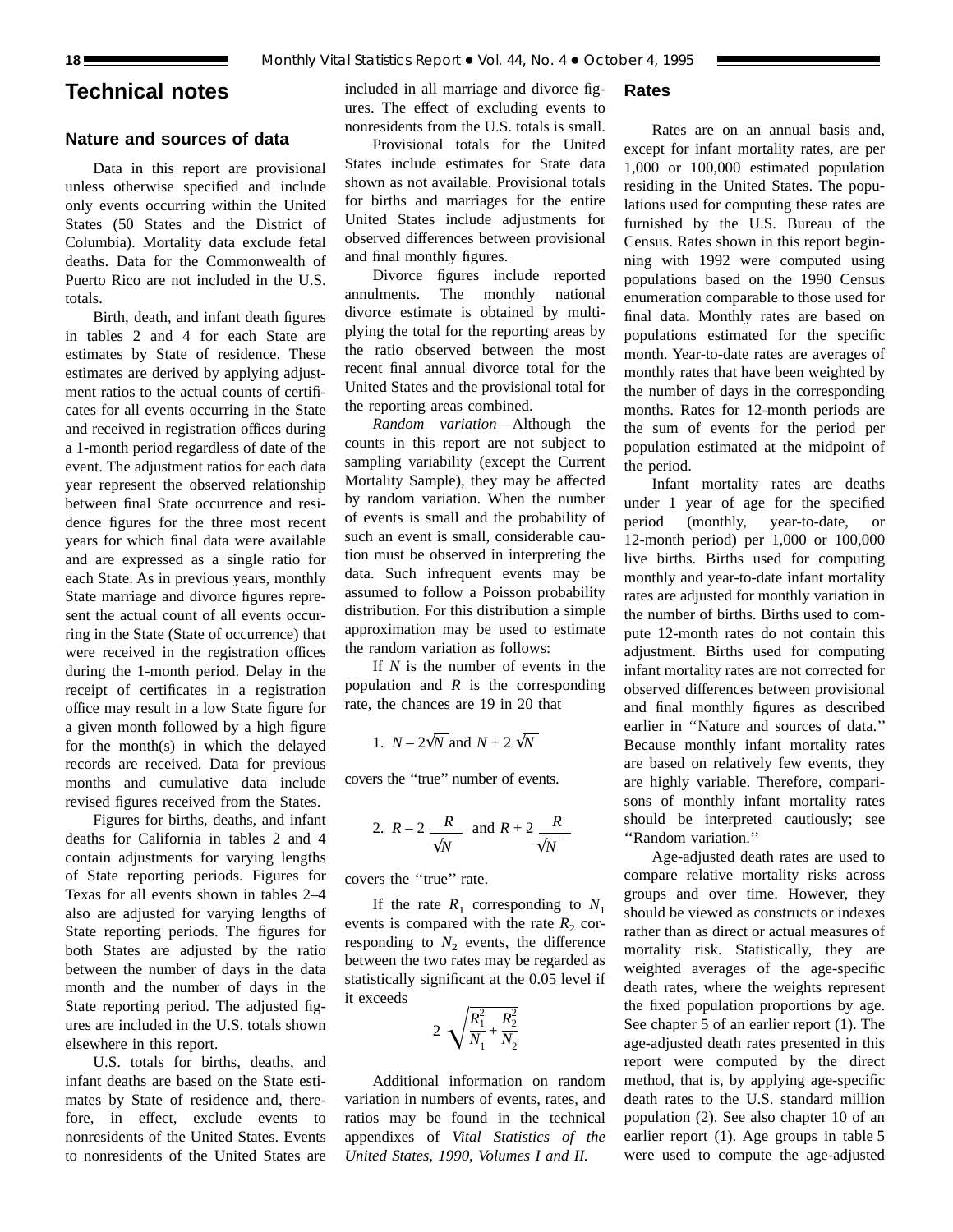# Technical notes

## Nature and sources of data

Data in this report are provisional unless otherwise specified and include only events occurring within the United States (50 States and the District of Columbia). Mortality data exclude fetal deaths. Data for the Commonwealth of Puerto Rico are not included in the U.S. totals.

Birth, death, and infant death figures in tables 2 and 4 for each State are estimates by State of residence. These estimates are derived by applying adjustment ratios to the actual counts of certificates for all events occurring in the State and received in registration offices during a 1-month period regardless of date of the event. The adjustment ratios for each data year represent the observed relationship between final State occurrence and residence figures for the three most recent years for which final data were available and are expressed as a single ratio for each State. As in previous years, monthly State marriage and divorce figures represent the actual count of all events occurring in the State (State of occurrence) that were received in the registration offices during the 1-month period. Delay in the receipt of certificates in a registration office may result in a low State figure for a given month followed by a high figure for the month(s) in which the delayed records are received. Data for previous months and cumulative data include revised figures received from the States.

Figures for births, deaths, and infant deaths for California in tables 2 and 4 contain adjustments for varying lengths of State reporting periods. Figures for Texas for all events shown in tables 2–4 also are adjusted for varying lengths of State reporting periods. The figures for both States are adjusted by the ratio between the number of days in the data month and the number of days in the State reporting period. The adjusted figures are included in the U.S. totals shown elsewhere in this report.

U.S. totals for births, deaths, and infant deaths are based on the State estimates by State of residence and, therefore, in effect, exclude events to nonresidents of the United States. Events to nonresidents of the United States are included in all marriage and divorce figures. The effect of excluding events to nonresidents from the U.S. totals is small.

Provisional totals for the United States include estimates for State data shown as not available. Provisional totals for births and marriages for the entire United States include adjustments for observed differences between provisional and final monthly figures.

Divorce figures include reported annulments. The monthly national divorce estimate is obtained by multiplying the total for the reporting areas by the ratio observed between the most recent final annual divorce total for the United States and the provisional total for the reporting areas combined.

*Random variation*—Although the counts in this report are not subject to sampling variability (except the Current Mortality Sample), they may be affected by random variation. When the number of events is small and the probability of such an event is small, considerable caution must be observed in interpreting the data. Such infrequent events may be assumed to follow a Poisson probability distribution. For this distribution a simple approximation may be used to estimate the random variation as follows:

If $N$ is the number of events in the population and $R$ is the corresponding rate, the chances are 19 in 20 that

1. $N - 2\sqrt{N}$ and $N + 2\sqrt{N}$

covers the ''true'' number of events.

2. $R - 2\dfrac{R}{\sqrt{N}}$ and $R + 2\dfrac{R}{\sqrt{N}}$

covers the ''true'' rate.

If the rate $R_1$ corresponding to $N_1$ events is compared with the rate $R_2$ corresponding to $N_2$ events, the difference between the two rates may be regarded as statistically significant at the 0.05 level if it exceeds

$$2\sqrt{\frac{R_1^2}{N_1} + \frac{R_2^2}{N_2}}$$

Additional information on random variation in numbers of events, rates, and ratios may be found in the technical appendixes of *Vital Statistics of the United States, 1990, Volumes I and II.*

## Rates

Rates are on an annual basis and, except for infant mortality rates, are per 1,000 or 100,000 estimated population residing in the United States. The populations used for computing these rates are furnished by the U.S. Bureau of the Census. Rates shown in this report beginning with 1992 were computed using populations based on the 1990 Census enumeration comparable to those used for final data. Monthly rates are based on populations estimated for the specific month. Year-to-date rates are averages of monthly rates that have been weighted by the number of days in the corresponding months. Rates for 12-month periods are the sum of events for the period per population estimated at the midpoint of the period.

Infant mortality rates are deaths under 1 year of age for the specified period (monthly, year-to-date, or 12-month period) per 1,000 or 100,000 live births. Births used for computing monthly and year-to-date infant mortality rates are adjusted for monthly variation in the number of births. Births used to compute 12-month rates do not contain this adjustment. Births used for computing infant mortality rates are not corrected for observed differences between provisional and final monthly figures as described earlier in ''Nature and sources of data.'' Because monthly infant mortality rates are based on relatively few events, they are highly variable. Therefore, comparisons of monthly infant mortality rates should be interpreted cautiously; see ''Random variation.''

Age-adjusted death rates are used to compare relative mortality risks across groups and over time. However, they should be viewed as constructs or indexes rather than as direct or actual measures of mortality risk. Statistically, they are weighted averages of the age-specific death rates, where the weights represent the fixed population proportions by age. See chapter 5 of an earlier report (1). The age-adjusted death rates presented in this report were computed by the direct method, that is, by applying age-specific death rates to the U.S. standard million population (2). See also chapter 10 of an earlier report (1). Age groups in table 5 were used to compute the age-adjusted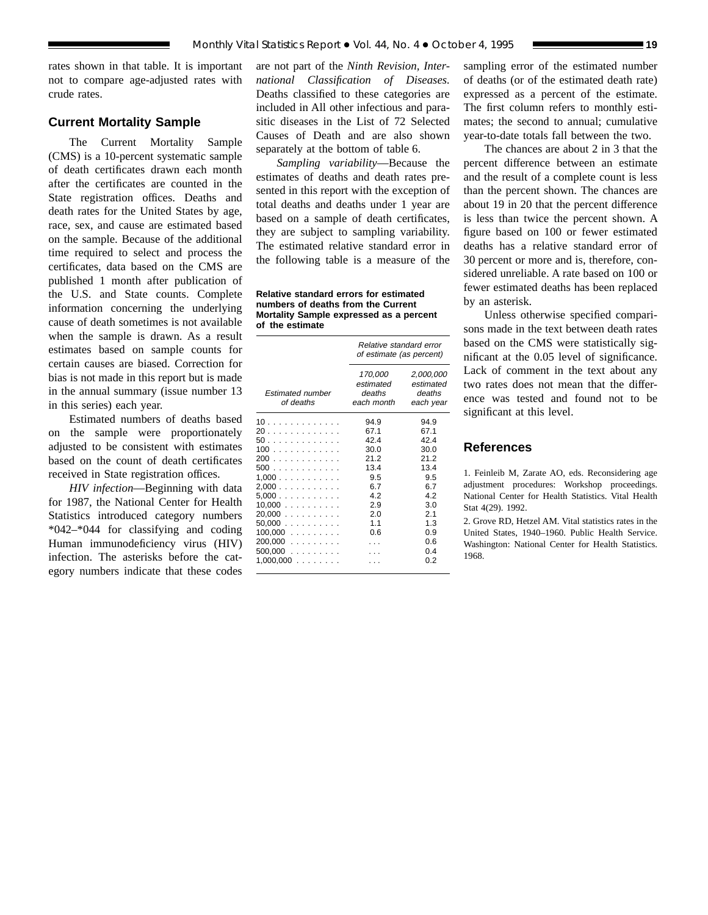rates shown in that table. It is important not to compare age-adjusted rates with crude rates.

## Current Mortality Sample

The Current Mortality Sample (CMS) is a 10-percent systematic sample of death certificates drawn each month after the certificates are counted in the State registration offices. Deaths and death rates for the United States by age, race, sex, and cause are estimated based on the sample. Because of the additional time required to select and process the certificates, data based on the CMS are published 1 month after publication of the U.S. and State counts. Complete information concerning the underlying cause of death sometimes is not available when the sample is drawn. As a result estimates based on sample counts for certain causes are biased. Correction for bias is not made in this report but is made in the annual summary (issue number 13 in this series) each year.

Estimated numbers of deaths based on the sample were proportionately adjusted to be consistent with estimates based on the count of death certificates received in State registration offices.

*HIV infection*—Beginning with data for 1987, the National Center for Health Statistics introduced category numbers *042–*044 for classifying and coding Human immunodeficiency virus (HIV) infection. The asterisks before the category numbers indicate that these codes are not part of the *Ninth Revision, International Classification of Diseases.* Deaths classified to these categories are included in All other infectious and parasitic diseases in the List of 72 Selected Causes of Death and are also shown separately at the bottom of table 6.

*Sampling variability*—Because the estimates of deaths and death rates presented in this report with the exception of total deaths and deaths under 1 year are based on a sample of death certificates, they are subject to sampling variability. The estimated relative standard error in the following table is a measure of the sampling error of the estimated number of deaths (or of the estimated death rate) expressed as a percent of the estimate. The first column refers to monthly estimates; the second to annual; cumulative year-to-date totals fall between the two.

**Relative standard errors for estimated numbers of deaths from the Current Mortality Sample expressed as a percent of the estimate**

| *Estimated number of deaths* | *Relative standard error of estimate (as percent)* | |
|---|---|---|
| | *170,000 estimated deaths each month* | *2,000,000 estimated deaths each year* |
| 10 | 94.9 | 94.9 |
| 20 | 67.1 | 67.1 |
| 50 | 42.4 | 42.4 |
| 100 | 30.0 | 30.0 |
| 200 | 21.2 | 21.2 |
| 500 | 13.4 | 13.4 |
| 1,000 | 9.5 | 9.5 |
| 2,000 | 6.7 | 6.7 |
| 5,000 | 4.2 | 4.2 |
| 10,000 | 2.9 | 3.0 |
| 20,000 | 2.0 | 2.1 |
| 50,000 | 1.1 | 1.3 |
| 100,000 | 0.6 | 0.9 |
| 200,000 | . . . | 0.6 |
| 500,000 | . . . | 0.4 |
| 1,000,000 | . . . | 0.2 |

The chances are about 2 in 3 that the percent difference between an estimate and the result of a complete count is less than the percent shown. The chances are about 19 in 20 that the percent difference is less than twice the percent shown. A figure based on 100 or fewer estimated deaths has a relative standard error of 30 percent or more and is, therefore, considered unreliable. A rate based on 100 or fewer estimated deaths has been replaced by an asterisk.

Unless otherwise specified comparisons made in the text between death rates based on the CMS were statistically significant at the 0.05 level of significance. Lack of comment in the text about any two rates does not mean that the difference was tested and found not to be significant at this level.

## References

1. Feinleib M, Zarate AO, eds. Reconsidering age adjustment procedures: Workshop proceedings. National Center for Health Statistics. Vital Health Stat 4(29). 1992.

2. Grove RD, Hetzel AM. Vital statistics rates in the United States, 1940–1960. Public Health Service. Washington: National Center for Health Statistics. 1968.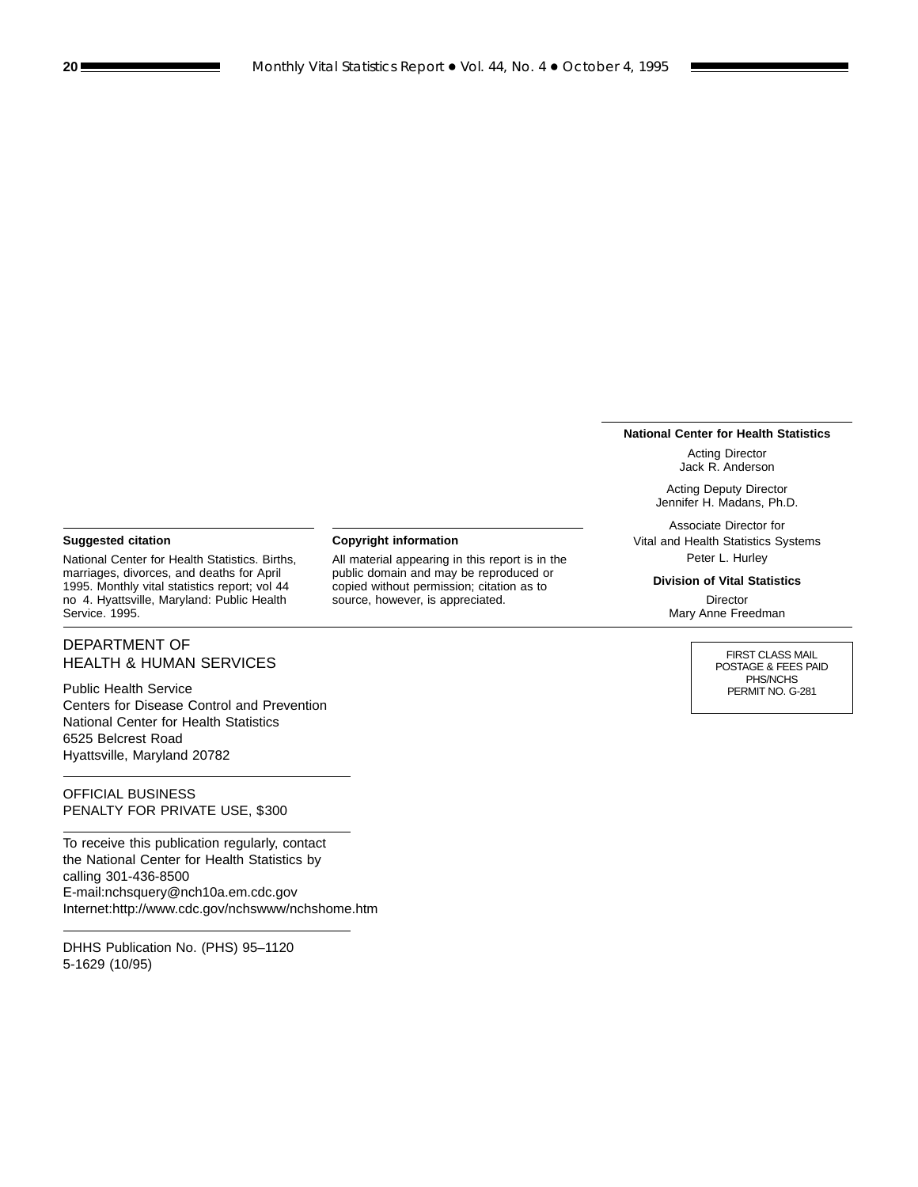**National Center for Health Statistics**

Acting Director
Jack R. Anderson

Acting Deputy Director
Jennifer H. Madans, Ph.D.

Associate Director for
Vital and Health Statistics Systems
Peter L. Hurley

**Division of Vital Statistics**

Director
Mary Anne Freedman

**Suggested citation**

National Center for Health Statistics. Births, marriages, divorces, and deaths for April 1995. Monthly vital statistics report; vol 44 no 4. Hyattsville, Maryland: Public Health Service. 1995.

**Copyright information**

All material appearing in this report is in the public domain and may be reproduced or copied without permission; citation as to source, however, is appreciated.

DEPARTMENT OF
HEALTH & HUMAN SERVICES

Public Health Service
Centers for Disease Control and Prevention
National Center for Health Statistics
6525 Belcrest Road
Hyattsville, Maryland 20782

OFFICIAL BUSINESS
PENALTY FOR PRIVATE USE, $300

To receive this publication regularly, contact the National Center for Health Statistics by calling 301-436-8500
E-mail:nchsquery@nch10a.em.cdc.gov
Internet:http://www.cdc.gov/nchswww/nchshome.htm

DHHS Publication No. (PHS) 95–1120
5-1629 (10/95)

FIRST CLASS MAIL
POSTAGE & FEES PAID
PHS/NCHS
PERMIT NO. G-281